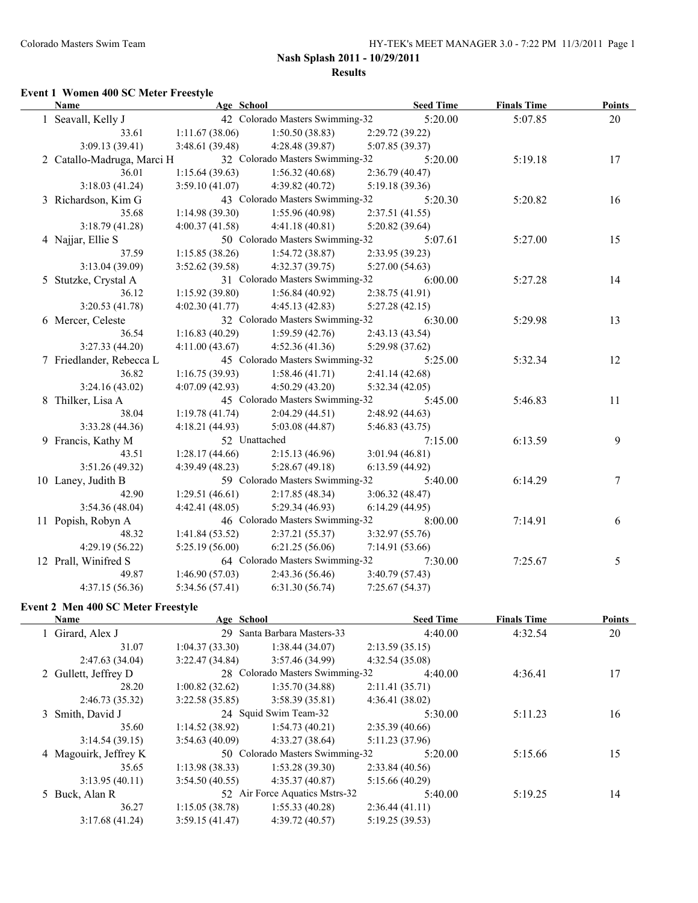# Nash Splash 2011 - 10/29/2011

## Results

### Event 1 Women 400 SC Meter Freestyle

| Name | Age | School | Seed Time | Finals Time | Points |
|---|---|---|---|---|---|
| 1 Seavall, Kelly J | 42 | Colorado Masters Swimming-32 | 5:20.00 | 5:07.85 | 20 |
| 33.61 | 1:11.67 (38.06) | 1:50.50 (38.83) | 2:29.72 (39.22) | | |
| 3:09.13 (39.41) | 3:48.61 (39.48) | 4:28.48 (39.87) | 5:07.85 (39.37) | | |
| 2 Catallo-Madruga, Marci H | 32 | Colorado Masters Swimming-32 | 5:20.00 | 5:19.18 | 17 |
| 36.01 | 1:15.64 (39.63) | 1:56.32 (40.68) | 2:36.79 (40.47) | | |
| 3:18.03 (41.24) | 3:59.10 (41.07) | 4:39.82 (40.72) | 5:19.18 (39.36) | | |
| 3 Richardson, Kim G | 43 | Colorado Masters Swimming-32 | 5:20.30 | 5:20.82 | 16 |
| 35.68 | 1:14.98 (39.30) | 1:55.96 (40.98) | 2:37.51 (41.55) | | |
| 3:18.79 (41.28) | 4:00.37 (41.58) | 4:41.18 (40.81) | 5:20.82 (39.64) | | |
| 4 Najjar, Ellie S | 50 | Colorado Masters Swimming-32 | 5:07.61 | 5:27.00 | 15 |
| 37.59 | 1:15.85 (38.26) | 1:54.72 (38.87) | 2:33.95 (39.23) | | |
| 3:13.04 (39.09) | 3:52.62 (39.58) | 4:32.37 (39.75) | 5:27.00 (54.63) | | |
| 5 Stutzke, Crystal A | 31 | Colorado Masters Swimming-32 | 6:00.00 | 5:27.28 | 14 |
| 36.12 | 1:15.92 (39.80) | 1:56.84 (40.92) | 2:38.75 (41.91) | | |
| 3:20.53 (41.78) | 4:02.30 (41.77) | 4:45.13 (42.83) | 5:27.28 (42.15) | | |
| 6 Mercer, Celeste | 32 | Colorado Masters Swimming-32 | 6:30.00 | 5:29.98 | 13 |
| 36.54 | 1:16.83 (40.29) | 1:59.59 (42.76) | 2:43.13 (43.54) | | |
| 3:27.33 (44.20) | 4:11.00 (43.67) | 4:52.36 (41.36) | 5:29.98 (37.62) | | |
| 7 Friedlander, Rebecca L | 45 | Colorado Masters Swimming-32 | 5:25.00 | 5:32.34 | 12 |
| 36.82 | 1:16.75 (39.93) | 1:58.46 (41.71) | 2:41.14 (42.68) | | |
| 3:24.16 (43.02) | 4:07.09 (42.93) | 4:50.29 (43.20) | 5:32.34 (42.05) | | |
| 8 Thilker, Lisa A | 45 | Colorado Masters Swimming-32 | 5:45.00 | 5:46.83 | 11 |
| 38.04 | 1:19.78 (41.74) | 2:04.29 (44.51) | 2:48.92 (44.63) | | |
| 3:33.28 (44.36) | 4:18.21 (44.93) | 5:03.08 (44.87) | 5:46.83 (43.75) | | |
| 9 Francis, Kathy M | 52 | Unattached | 7:15.00 | 6:13.59 | 9 |
| 43.51 | 1:28.17 (44.66) | 2:15.13 (46.96) | 3:01.94 (46.81) | | |
| 3:51.26 (49.32) | 4:39.49 (48.23) | 5:28.67 (49.18) | 6:13.59 (44.92) | | |
| 10 Laney, Judith B | 59 | Colorado Masters Swimming-32 | 5:40.00 | 6:14.29 | 7 |
| 42.90 | 1:29.51 (46.61) | 2:17.85 (48.34) | 3:06.32 (48.47) | | |
| 3:54.36 (48.04) | 4:42.41 (48.05) | 5:29.34 (46.93) | 6:14.29 (44.95) | | |
| 11 Popish, Robyn A | 46 | Colorado Masters Swimming-32 | 8:00.00 | 7:14.91 | 6 |
| 48.32 | 1:41.84 (53.52) | 2:37.21 (55.37) | 3:32.97 (55.76) | | |
| 4:29.19 (56.22) | 5:25.19 (56.00) | 6:21.25 (56.06) | 7:14.91 (53.66) | | |
| 12 Prall, Winifred S | 64 | Colorado Masters Swimming-32 | 7:30.00 | 7:25.67 | 5 |
| 49.87 | 1:46.90 (57.03) | 2:43.36 (56.46) | 3:40.79 (57.43) | | |
| 4:37.15 (56.36) | 5:34.56 (57.41) | 6:31.30 (56.74) | 7:25.67 (54.37) | | |

### Event 2 Men 400 SC Meter Freestyle

| Name | Age | School | Seed Time | Finals Time | Points |
|---|---|---|---|---|---|
| 1 Girard, Alex J | 29 | Santa Barbara Masters-33 | 4:40.00 | 4:32.54 | 20 |
| 31.07 | 1:04.37 (33.30) | 1:38.44 (34.07) | 2:13.59 (35.15) | | |
| 2:47.63 (34.04) | 3:22.47 (34.84) | 3:57.46 (34.99) | 4:32.54 (35.08) | | |
| 2 Gullett, Jeffrey D | 28 | Colorado Masters Swimming-32 | 4:40.00 | 4:36.41 | 17 |
| 28.20 | 1:00.82 (32.62) | 1:35.70 (34.88) | 2:11.41 (35.71) | | |
| 2:46.73 (35.32) | 3:22.58 (35.85) | 3:58.39 (35.81) | 4:36.41 (38.02) | | |
| 3 Smith, David J | 24 | Squid Swim Team-32 | 5:30.00 | 5:11.23 | 16 |
| 35.60 | 1:14.52 (38.92) | 1:54.73 (40.21) | 2:35.39 (40.66) | | |
| 3:14.54 (39.15) | 3:54.63 (40.09) | 4:33.27 (38.64) | 5:11.23 (37.96) | | |
| 4 Magouirk, Jeffrey K | 50 | Colorado Masters Swimming-32 | 5:20.00 | 5:15.66 | 15 |
| 35.65 | 1:13.98 (38.33) | 1:53.28 (39.30) | 2:33.84 (40.56) | | |
| 3:13.95 (40.11) | 3:54.50 (40.55) | 4:35.37 (40.87) | 5:15.66 (40.29) | | |
| 5 Buck, Alan R | 52 | Air Force Aquatics Mstrs-32 | 5:40.00 | 5:19.25 | 14 |
| 36.27 | 1:15.05 (38.78) | 1:55.33 (40.28) | 2:36.44 (41.11) | | |
| 3:17.68 (41.24) | 3:59.15 (41.47) | 4:39.72 (40.57) | 5:19.25 (39.53) | | |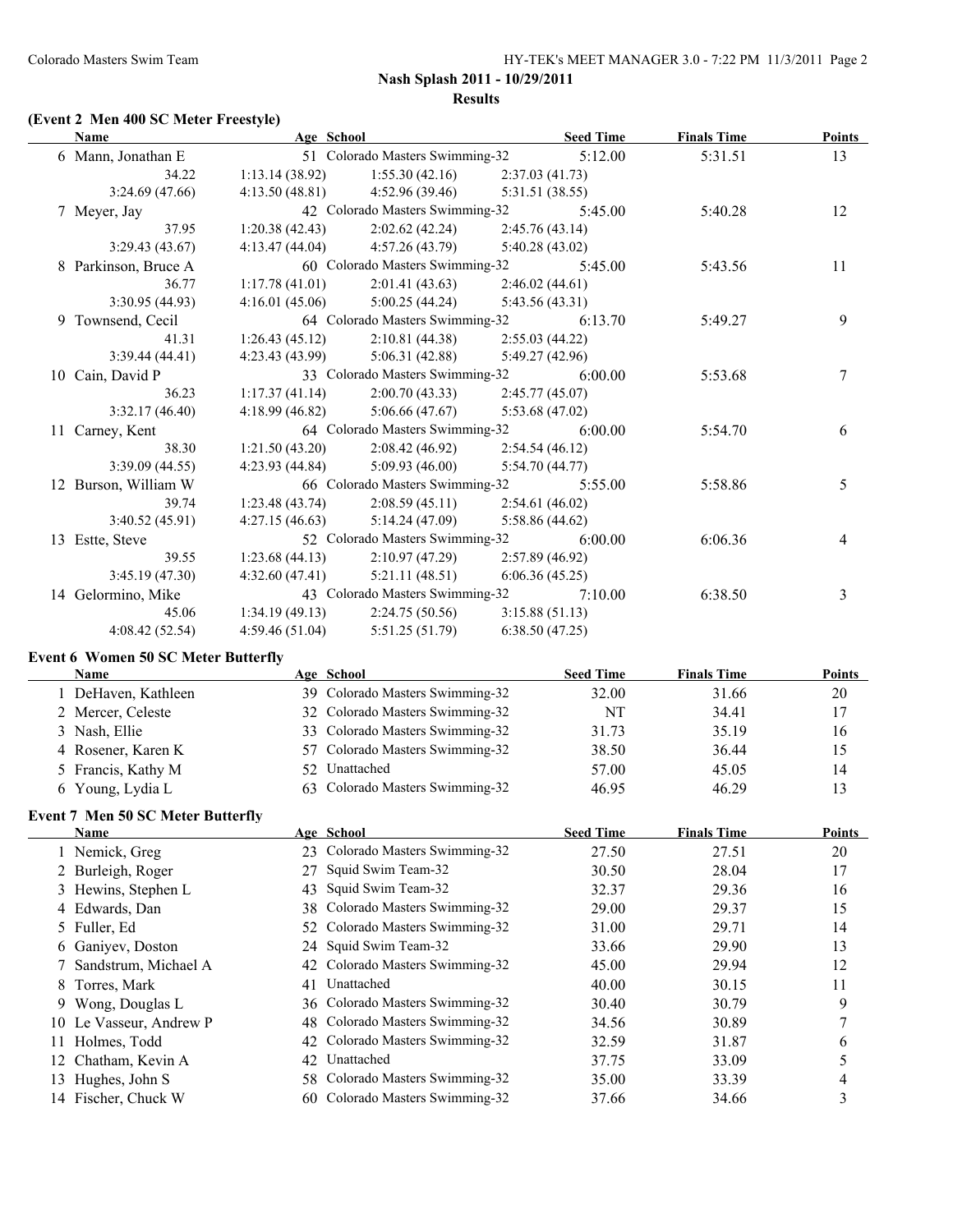**Nash Splash 2011 - 10/29/2011**

**Results**

### (Event 2 Men 400 SC Meter Freestyle)

| Name | Age | School | Seed Time | Finals Time | Points |
|---|---|---|---|---|---|
| 6 Mann, Jonathan E | 51 | Colorado Masters Swimming-32 | 5:12.00 | 5:31.51 | 13 |
| 34.22 | 1:13.14 (38.92) | 1:55.30 (42.16) | 2:37.03 (41.73) | | |
| 3:24.69 (47.66) | 4:13.50 (48.81) | 4:52.96 (39.46) | 5:31.51 (38.55) | | |
| 7 Meyer, Jay | 42 | Colorado Masters Swimming-32 | 5:45.00 | 5:40.28 | 12 |
| 37.95 | 1:20.38 (42.43) | 2:02.62 (42.24) | 2:45.76 (43.14) | | |
| 3:29.43 (43.67) | 4:13.47 (44.04) | 4:57.26 (43.79) | 5:40.28 (43.02) | | |
| 8 Parkinson, Bruce A | 60 | Colorado Masters Swimming-32 | 5:45.00 | 5:43.56 | 11 |
| 36.77 | 1:17.78 (41.01) | 2:01.41 (43.63) | 2:46.02 (44.61) | | |
| 3:30.95 (44.93) | 4:16.01 (45.06) | 5:00.25 (44.24) | 5:43.56 (43.31) | | |
| 9 Townsend, Cecil | 64 | Colorado Masters Swimming-32 | 6:13.70 | 5:49.27 | 9 |
| 41.31 | 1:26.43 (45.12) | 2:10.81 (44.38) | 2:55.03 (44.22) | | |
| 3:39.44 (44.41) | 4:23.43 (43.99) | 5:06.31 (42.88) | 5:49.27 (42.96) | | |
| 10 Cain, David P | 33 | Colorado Masters Swimming-32 | 6:00.00 | 5:53.68 | 7 |
| 36.23 | 1:17.37 (41.14) | 2:00.70 (43.33) | 2:45.77 (45.07) | | |
| 3:32.17 (46.40) | 4:18.99 (46.82) | 5:06.66 (47.67) | 5:53.68 (47.02) | | |
| 11 Carney, Kent | 64 | Colorado Masters Swimming-32 | 6:00.00 | 5:54.70 | 6 |
| 38.30 | 1:21.50 (43.20) | 2:08.42 (46.92) | 2:54.54 (46.12) | | |
| 3:39.09 (44.55) | 4:23.93 (44.84) | 5:09.93 (46.00) | 5:54.70 (44.77) | | |
| 12 Burson, William W | 66 | Colorado Masters Swimming-32 | 5:55.00 | 5:58.86 | 5 |
| 39.74 | 1:23.48 (43.74) | 2:08.59 (45.11) | 2:54.61 (46.02) | | |
| 3:40.52 (45.91) | 4:27.15 (46.63) | 5:14.24 (47.09) | 5:58.86 (44.62) | | |
| 13 Estte, Steve | 52 | Colorado Masters Swimming-32 | 6:00.00 | 6:06.36 | 4 |
| 39.55 | 1:23.68 (44.13) | 2:10.97 (47.29) | 2:57.89 (46.92) | | |
| 3:45.19 (47.30) | 4:32.60 (47.41) | 5:21.11 (48.51) | 6:06.36 (45.25) | | |
| 14 Gelormino, Mike | 43 | Colorado Masters Swimming-32 | 7:10.00 | 6:38.50 | 3 |
| 45.06 | 1:34.19 (49.13) | 2:24.75 (50.56) | 3:15.88 (51.13) | | |
| 4:08.42 (52.54) | 4:59.46 (51.04) | 5:51.25 (51.79) | 6:38.50 (47.25) | | |

### Event 6 Women 50 SC Meter Butterfly

| Name | Age | School | Seed Time | Finals Time | Points |
|---|---|---|---|---|---|
| 1 DeHaven, Kathleen | 39 | Colorado Masters Swimming-32 | 32.00 | 31.66 | 20 |
| 2 Mercer, Celeste | 32 | Colorado Masters Swimming-32 | NT | 34.41 | 17 |
| 3 Nash, Ellie | 33 | Colorado Masters Swimming-32 | 31.73 | 35.19 | 16 |
| 4 Rosener, Karen K | 57 | Colorado Masters Swimming-32 | 38.50 | 36.44 | 15 |
| 5 Francis, Kathy M | 52 | Unattached | 57.00 | 45.05 | 14 |
| 6 Young, Lydia L | 63 | Colorado Masters Swimming-32 | 46.95 | 46.29 | 13 |

### Event 7 Men 50 SC Meter Butterfly

| Name | Age | School | Seed Time | Finals Time | Points |
|---|---|---|---|---|---|
| 1 Nemick, Greg | 23 | Colorado Masters Swimming-32 | 27.50 | 27.51 | 20 |
| 2 Burleigh, Roger | 27 | Squid Swim Team-32 | 30.50 | 28.04 | 17 |
| 3 Hewins, Stephen L | 43 | Squid Swim Team-32 | 32.37 | 29.36 | 16 |
| 4 Edwards, Dan | 38 | Colorado Masters Swimming-32 | 29.00 | 29.37 | 15 |
| 5 Fuller, Ed | 52 | Colorado Masters Swimming-32 | 31.00 | 29.71 | 14 |
| 6 Ganiyev, Doston | 24 | Squid Swim Team-32 | 33.66 | 29.90 | 13 |
| 7 Sandstrum, Michael A | 42 | Colorado Masters Swimming-32 | 45.00 | 29.94 | 12 |
| 8 Torres, Mark | 41 | Unattached | 40.00 | 30.15 | 11 |
| 9 Wong, Douglas L | 36 | Colorado Masters Swimming-32 | 30.40 | 30.79 | 9 |
| 10 Le Vasseur, Andrew P | 48 | Colorado Masters Swimming-32 | 34.56 | 30.89 | 7 |
| 11 Holmes, Todd | 42 | Colorado Masters Swimming-32 | 32.59 | 31.87 | 6 |
| 12 Chatham, Kevin A | 42 | Unattached | 37.75 | 33.09 | 5 |
| 13 Hughes, John S | 58 | Colorado Masters Swimming-32 | 35.00 | 33.39 | 4 |
| 14 Fischer, Chuck W | 60 | Colorado Masters Swimming-32 | 37.66 | 34.66 | 3 |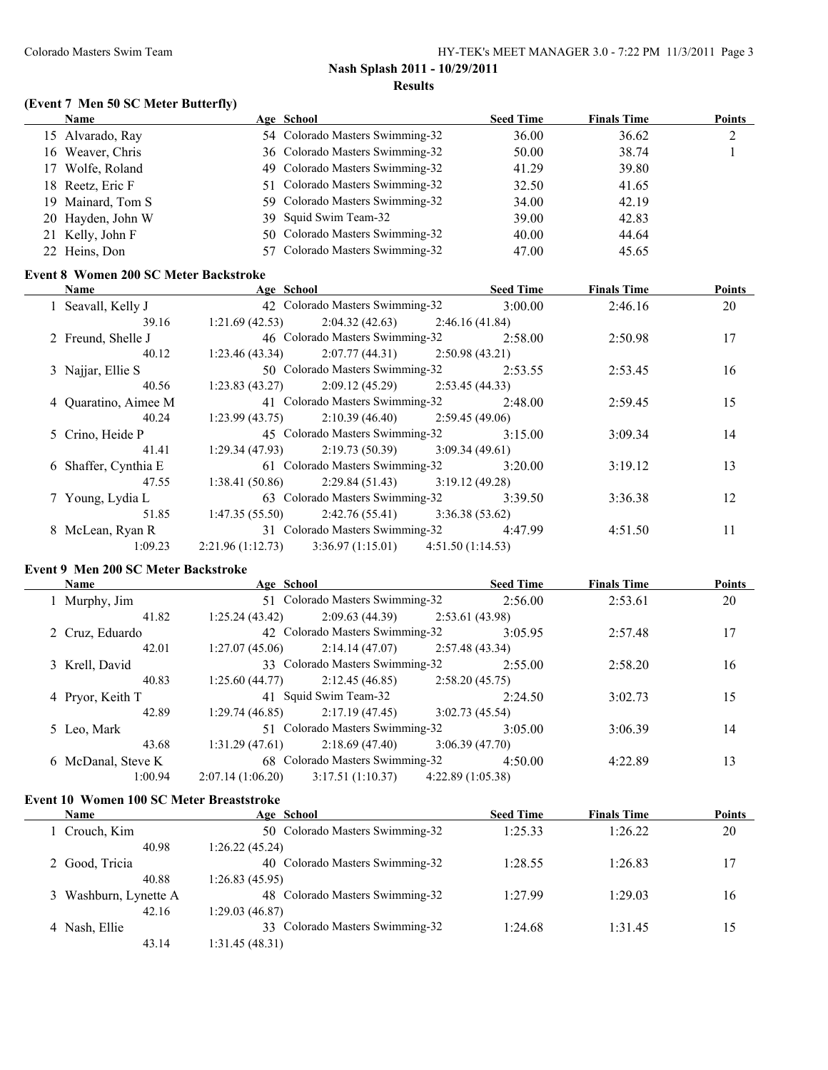## Nash Splash 2011 - 10/29/2011

### Results

#### (Event 7 Men 50 SC Meter Butterfly)

| | Name | Age | School | Seed Time | Finals Time | Points |
|---|---|---|---|---|---|---|
| 15 | Alvarado, Ray | 54 | Colorado Masters Swimming-32 | 36.00 | 36.62 | 2 |
| 16 | Weaver, Chris | 36 | Colorado Masters Swimming-32 | 50.00 | 38.74 | 1 |
| 17 | Wolfe, Roland | 49 | Colorado Masters Swimming-32 | 41.29 | 39.80 | |
| 18 | Reetz, Eric F | 51 | Colorado Masters Swimming-32 | 32.50 | 41.65 | |
| 19 | Mainard, Tom S | 59 | Colorado Masters Swimming-32 | 34.00 | 42.19 | |
| 20 | Hayden, John W | 39 | Squid Swim Team-32 | 39.00 | 42.83 | |
| 21 | Kelly, John F | 50 | Colorado Masters Swimming-32 | 40.00 | 44.64 | |
| 22 | Heins, Don | 57 | Colorado Masters Swimming-32 | 47.00 | 45.65 | |

#### Event 8 Women 200 SC Meter Backstroke

| | Name | Age | School | Seed Time | Finals Time | Points |
|---|---|---|---|---|---|---|
| 1 | Seavall, Kelly J | 42 | Colorado Masters Swimming-32 | 3:00.00 | 2:46.16 | 20 |
| | 39.16 | 1:21.69 (42.53) | 2:04.32 (42.63) | 2:46.16 (41.84) | | |
| 2 | Freund, Shelle J | 46 | Colorado Masters Swimming-32 | 2:58.00 | 2:50.98 | 17 |
| | 40.12 | 1:23.46 (43.34) | 2:07.77 (44.31) | 2:50.98 (43.21) | | |
| 3 | Najjar, Ellie S | 50 | Colorado Masters Swimming-32 | 2:53.55 | 2:53.45 | 16 |
| | 40.56 | 1:23.83 (43.27) | 2:09.12 (45.29) | 2:53.45 (44.33) | | |
| 4 | Quaratino, Aimee M | 41 | Colorado Masters Swimming-32 | 2:48.00 | 2:59.45 | 15 |
| | 40.24 | 1:23.99 (43.75) | 2:10.39 (46.40) | 2:59.45 (49.06) | | |
| 5 | Crino, Heide P | 45 | Colorado Masters Swimming-32 | 3:15.00 | 3:09.34 | 14 |
| | 41.41 | 1:29.34 (47.93) | 2:19.73 (50.39) | 3:09.34 (49.61) | | |
| 6 | Shaffer, Cynthia E | 61 | Colorado Masters Swimming-32 | 3:20.00 | 3:19.12 | 13 |
| | 47.55 | 1:38.41 (50.86) | 2:29.84 (51.43) | 3:19.12 (49.28) | | |
| 7 | Young, Lydia L | 63 | Colorado Masters Swimming-32 | 3:39.50 | 3:36.38 | 12 |
| | 51.85 | 1:47.35 (55.50) | 2:42.76 (55.41) | 3:36.38 (53.62) | | |
| 8 | McLean, Ryan R | 31 | Colorado Masters Swimming-32 | 4:47.99 | 4:51.50 | 11 |
| | 1:09.23 | 2:21.96 (1:12.73) | 3:36.97 (1:15.01) | 4:51.50 (1:14.53) | | |

#### Event 9 Men 200 SC Meter Backstroke

| | Name | Age | School | Seed Time | Finals Time | Points |
|---|---|---|---|---|---|---|
| 1 | Murphy, Jim | 51 | Colorado Masters Swimming-32 | 2:56.00 | 2:53.61 | 20 |
| | 41.82 | 1:25.24 (43.42) | 2:09.63 (44.39) | 2:53.61 (43.98) | | |
| 2 | Cruz, Eduardo | 42 | Colorado Masters Swimming-32 | 3:05.95 | 2:57.48 | 17 |
| | 42.01 | 1:27.07 (45.06) | 2:14.14 (47.07) | 2:57.48 (43.34) | | |
| 3 | Krell, David | 33 | Colorado Masters Swimming-32 | 2:55.00 | 2:58.20 | 16 |
| | 40.83 | 1:25.60 (44.77) | 2:12.45 (46.85) | 2:58.20 (45.75) | | |
| 4 | Pryor, Keith T | 41 | Squid Swim Team-32 | 2:24.50 | 3:02.73 | 15 |
| | 42.89 | 1:29.74 (46.85) | 2:17.19 (47.45) | 3:02.73 (45.54) | | |
| 5 | Leo, Mark | 51 | Colorado Masters Swimming-32 | 3:05.00 | 3:06.39 | 14 |
| | 43.68 | 1:31.29 (47.61) | 2:18.69 (47.40) | 3:06.39 (47.70) | | |
| 6 | McDanal, Steve K | 68 | Colorado Masters Swimming-32 | 4:50.00 | 4:22.89 | 13 |
| | 1:00.94 | 2:07.14 (1:06.20) | 3:17.51 (1:10.37) | 4:22.89 (1:05.38) | | |

#### Event 10 Women 100 SC Meter Breaststroke

| | Name | Age | School | Seed Time | Finals Time | Points |
|---|---|---|---|---|---|---|
| 1 | Crouch, Kim | 50 | Colorado Masters Swimming-32 | 1:25.33 | 1:26.22 | 20 |
| | 40.98 | 1:26.22 (45.24) | | | | |
| 2 | Good, Tricia | 40 | Colorado Masters Swimming-32 | 1:28.55 | 1:26.83 | 17 |
| | 40.88 | 1:26.83 (45.95) | | | | |
| 3 | Washburn, Lynette A | 48 | Colorado Masters Swimming-32 | 1:27.99 | 1:29.03 | 16 |
| | 42.16 | 1:29.03 (46.87) | | | | |
| 4 | Nash, Ellie | 33 | Colorado Masters Swimming-32 | 1:24.68 | 1:31.45 | 15 |
| | 43.14 | 1:31.45 (48.31) | | | | |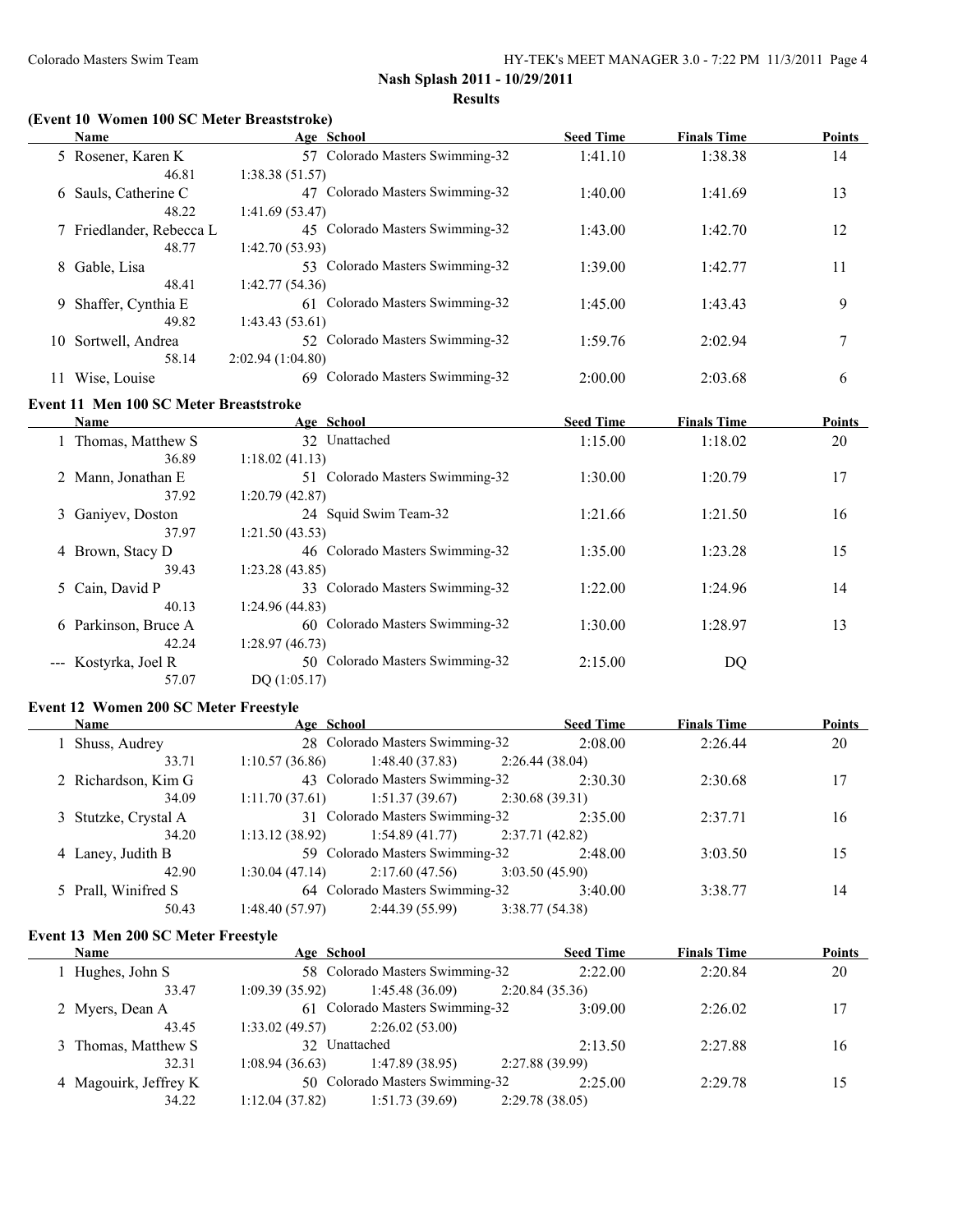## Nash Splash 2011 - 10/29/2011

### Results

**(Event 10 Women 100 SC Meter Breaststroke)**

| Name | Age | School | Seed Time | Finals Time | Points |
|---|---|---|---|---|---|
| 5 Rosener, Karen K | 57 | Colorado Masters Swimming-32 | 1:41.10 | 1:38.38 | 14 |
| 46.81 | 1:38.38 (51.57) | | | | |
| 6 Sauls, Catherine C | 47 | Colorado Masters Swimming-32 | 1:40.00 | 1:41.69 | 13 |
| 48.22 | 1:41.69 (53.47) | | | | |
| 7 Friedlander, Rebecca L | 45 | Colorado Masters Swimming-32 | 1:43.00 | 1:42.70 | 12 |
| 48.77 | 1:42.70 (53.93) | | | | |
| 8 Gable, Lisa | 53 | Colorado Masters Swimming-32 | 1:39.00 | 1:42.77 | 11 |
| 48.41 | 1:42.77 (54.36) | | | | |
| 9 Shaffer, Cynthia E | 61 | Colorado Masters Swimming-32 | 1:45.00 | 1:43.43 | 9 |
| 49.82 | 1:43.43 (53.61) | | | | |
| 10 Sortwell, Andrea | 52 | Colorado Masters Swimming-32 | 1:59.76 | 2:02.94 | 7 |
| 58.14 | 2:02.94 (1:04.80) | | | | |
| 11 Wise, Louise | 69 | Colorado Masters Swimming-32 | 2:00.00 | 2:03.68 | 6 |

### Event 11 Men 100 SC Meter Breaststroke

| Name | Age | School | Seed Time | Finals Time | Points |
|---|---|---|---|---|---|
| 1 Thomas, Matthew S | 32 | Unattached | 1:15.00 | 1:18.02 | 20 |
| 36.89 | 1:18.02 (41.13) | | | | |
| 2 Mann, Jonathan E | 51 | Colorado Masters Swimming-32 | 1:30.00 | 1:20.79 | 17 |
| 37.92 | 1:20.79 (42.87) | | | | |
| 3 Ganiyev, Doston | 24 | Squid Swim Team-32 | 1:21.66 | 1:21.50 | 16 |
| 37.97 | 1:21.50 (43.53) | | | | |
| 4 Brown, Stacy D | 46 | Colorado Masters Swimming-32 | 1:35.00 | 1:23.28 | 15 |
| 39.43 | 1:23.28 (43.85) | | | | |
| 5 Cain, David P | 33 | Colorado Masters Swimming-32 | 1:22.00 | 1:24.96 | 14 |
| 40.13 | 1:24.96 (44.83) | | | | |
| 6 Parkinson, Bruce A | 60 | Colorado Masters Swimming-32 | 1:30.00 | 1:28.97 | 13 |
| 42.24 | 1:28.97 (46.73) | | | | |
| --- Kostyrka, Joel R | 50 | Colorado Masters Swimming-32 | 2:15.00 | DQ | |
| 57.07 | DQ (1:05.17) | | | | |

### Event 12 Women 200 SC Meter Freestyle

| Name | Age | School | | | Seed Time | Finals Time | Points |
|---|---|---|---|---|---|---|---|
| 1 Shuss, Audrey | 28 | Colorado Masters Swimming-32 | | | 2:08.00 | 2:26.44 | 20 |
| 33.71 | 1:10.57 (36.86) | 1:48.40 (37.83) | 2:26.44 (38.04) | | | | |
| 2 Richardson, Kim G | 43 | Colorado Masters Swimming-32 | | | 2:30.30 | 2:30.68 | 17 |
| 34.09 | 1:11.70 (37.61) | 1:51.37 (39.67) | 2:30.68 (39.31) | | | | |
| 3 Stutzke, Crystal A | 31 | Colorado Masters Swimming-32 | | | 2:35.00 | 2:37.71 | 16 |
| 34.20 | 1:13.12 (38.92) | 1:54.89 (41.77) | 2:37.71 (42.82) | | | | |
| 4 Laney, Judith B | 59 | Colorado Masters Swimming-32 | | | 2:48.00 | 3:03.50 | 15 |
| 42.90 | 1:30.04 (47.14) | 2:17.60 (47.56) | 3:03.50 (45.90) | | | | |
| 5 Prall, Winifred S | 64 | Colorado Masters Swimming-32 | | | 3:40.00 | 3:38.77 | 14 |
| 50.43 | 1:48.40 (57.97) | 2:44.39 (55.99) | 3:38.77 (54.38) | | | | |

### Event 13 Men 200 SC Meter Freestyle

| Name | Age | School | | | Seed Time | Finals Time | Points |
|---|---|---|---|---|---|---|---|
| 1 Hughes, John S | 58 | Colorado Masters Swimming-32 | | | 2:22.00 | 2:20.84 | 20 |
| 33.47 | 1:09.39 (35.92) | 1:45.48 (36.09) | 2:20.84 (35.36) | | | | |
| 2 Myers, Dean A | 61 | Colorado Masters Swimming-32 | | | 3:09.00 | 2:26.02 | 17 |
| 43.45 | 1:33.02 (49.57) | 2:26.02 (53.00) | | | | | |
| 3 Thomas, Matthew S | 32 | Unattached | | | 2:13.50 | 2:27.88 | 16 |
| 32.31 | 1:08.94 (36.63) | 1:47.89 (38.95) | 2:27.88 (39.99) | | | | |
| 4 Magouirk, Jeffrey K | 50 | Colorado Masters Swimming-32 | | | 2:25.00 | 2:29.78 | 15 |
| 34.22 | 1:12.04 (37.82) | 1:51.73 (39.69) | 2:29.78 (38.05) | | | | |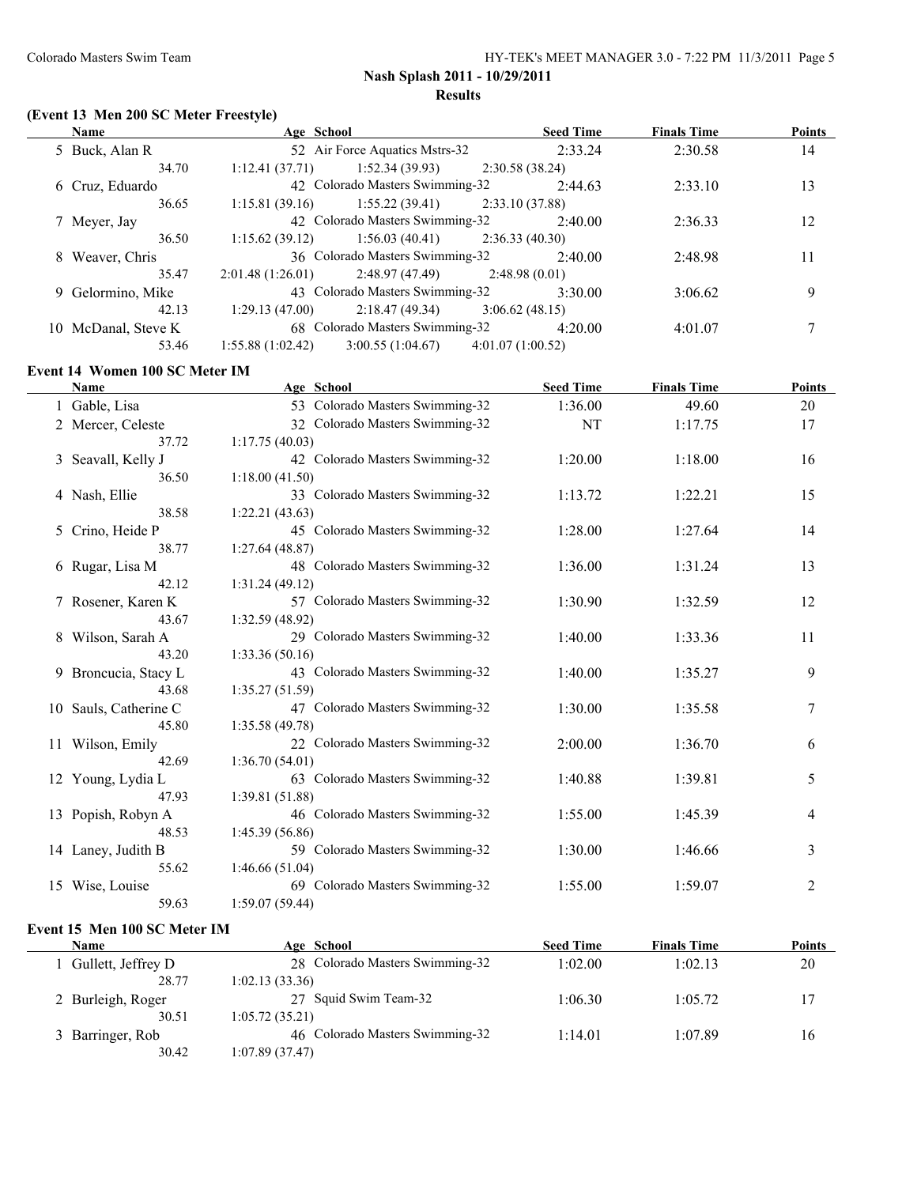## Nash Splash 2011 - 10/29/2011

### Results

#### (Event 13 Men 200 SC Meter Freestyle)

| Name | Age | School | Seed Time | Finals Time | Points |
|---|---|---|---|---|---|
| 5 Buck, Alan R | 52 | Air Force Aquatics Mstrs-32 | 2:33.24 | 2:30.58 | 14 |
| 34.70 | 1:12.41 (37.71) | 1:52.34 (39.93) | 2:30.58 (38.24) | | |
| 6 Cruz, Eduardo | 42 | Colorado Masters Swimming-32 | 2:44.63 | 2:33.10 | 13 |
| 36.65 | 1:15.81 (39.16) | 1:55.22 (39.41) | 2:33.10 (37.88) | | |
| 7 Meyer, Jay | 42 | Colorado Masters Swimming-32 | 2:40.00 | 2:36.33 | 12 |
| 36.50 | 1:15.62 (39.12) | 1:56.03 (40.41) | 2:36.33 (40.30) | | |
| 8 Weaver, Chris | 36 | Colorado Masters Swimming-32 | 2:40.00 | 2:48.98 | 11 |
| 35.47 | 2:01.48 (1:26.01) | 2:48.97 (47.49) | 2:48.98 (0.01) | | |
| 9 Gelormino, Mike | 43 | Colorado Masters Swimming-32 | 3:30.00 | 3:06.62 | 9 |
| 42.13 | 1:29.13 (47.00) | 2:18.47 (49.34) | 3:06.62 (48.15) | | |
| 10 McDanal, Steve K | 68 | Colorado Masters Swimming-32 | 4:20.00 | 4:01.07 | 7 |
| 53.46 | 1:55.88 (1:02.42) | 3:00.55 (1:04.67) | 4:01.07 (1:00.52) | | |

#### Event 14 Women 100 SC Meter IM

| Name | Age | School | Seed Time | Finals Time | Points |
|---|---|---|---|---|---|
| 1 Gable, Lisa | 53 | Colorado Masters Swimming-32 | 1:36.00 | 49.60 | 20 |
| 2 Mercer, Celeste | 32 | Colorado Masters Swimming-32 | NT | 1:17.75 | 17 |
| 37.72 | 1:17.75 (40.03) | | | | |
| 3 Seavall, Kelly J | 42 | Colorado Masters Swimming-32 | 1:20.00 | 1:18.00 | 16 |
| 36.50 | 1:18.00 (41.50) | | | | |
| 4 Nash, Ellie | 33 | Colorado Masters Swimming-32 | 1:13.72 | 1:22.21 | 15 |
| 38.58 | 1:22.21 (43.63) | | | | |
| 5 Crino, Heide P | 45 | Colorado Masters Swimming-32 | 1:28.00 | 1:27.64 | 14 |
| 38.77 | 1:27.64 (48.87) | | | | |
| 6 Rugar, Lisa M | 48 | Colorado Masters Swimming-32 | 1:36.00 | 1:31.24 | 13 |
| 42.12 | 1:31.24 (49.12) | | | | |
| 7 Rosener, Karen K | 57 | Colorado Masters Swimming-32 | 1:30.90 | 1:32.59 | 12 |
| 43.67 | 1:32.59 (48.92) | | | | |
| 8 Wilson, Sarah A | 29 | Colorado Masters Swimming-32 | 1:40.00 | 1:33.36 | 11 |
| 43.20 | 1:33.36 (50.16) | | | | |
| 9 Broncucia, Stacy L | 43 | Colorado Masters Swimming-32 | 1:40.00 | 1:35.27 | 9 |
| 43.68 | 1:35.27 (51.59) | | | | |
| 10 Sauls, Catherine C | 47 | Colorado Masters Swimming-32 | 1:30.00 | 1:35.58 | 7 |
| 45.80 | 1:35.58 (49.78) | | | | |
| 11 Wilson, Emily | 22 | Colorado Masters Swimming-32 | 2:00.00 | 1:36.70 | 6 |
| 42.69 | 1:36.70 (54.01) | | | | |
| 12 Young, Lydia L | 63 | Colorado Masters Swimming-32 | 1:40.88 | 1:39.81 | 5 |
| 47.93 | 1:39.81 (51.88) | | | | |
| 13 Popish, Robyn A | 46 | Colorado Masters Swimming-32 | 1:55.00 | 1:45.39 | 4 |
| 48.53 | 1:45.39 (56.86) | | | | |
| 14 Laney, Judith B | 59 | Colorado Masters Swimming-32 | 1:30.00 | 1:46.66 | 3 |
| 55.62 | 1:46.66 (51.04) | | | | |
| 15 Wise, Louise | 69 | Colorado Masters Swimming-32 | 1:55.00 | 1:59.07 | 2 |
| 59.63 | 1:59.07 (59.44) | | | | |

#### Event 15 Men 100 SC Meter IM

| Name | Age | School | Seed Time | Finals Time | Points |
|---|---|---|---|---|---|
| 1 Gullett, Jeffrey D | 28 | Colorado Masters Swimming-32 | 1:02.00 | 1:02.13 | 20 |
| 28.77 | 1:02.13 (33.36) | | | | |
| 2 Burleigh, Roger | 27 | Squid Swim Team-32 | 1:06.30 | 1:05.72 | 17 |
| 30.51 | 1:05.72 (35.21) | | | | |
| 3 Barringer, Rob | 46 | Colorado Masters Swimming-32 | 1:14.01 | 1:07.89 | 16 |
| 30.42 | 1:07.89 (37.47) | | | | |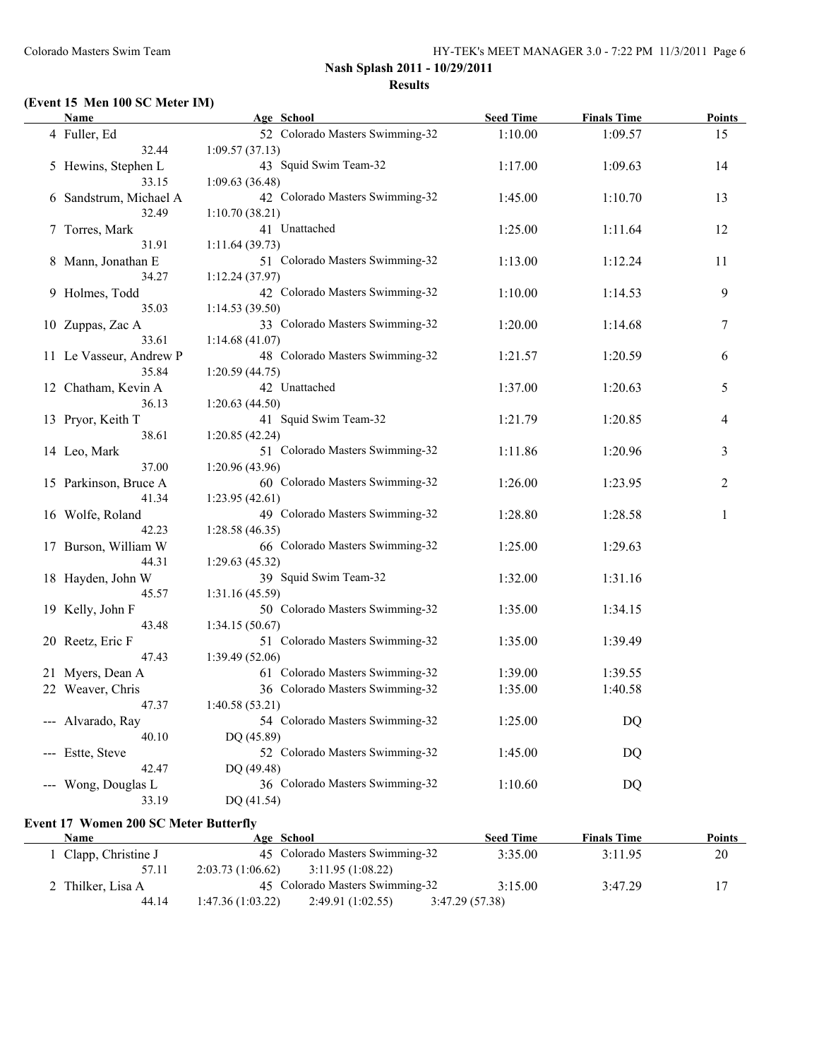## Nash Splash 2011 - 10/29/2011

### Results

**(Event 15 Men 100 SC Meter IM)**

| Name | Age | School | Seed Time | Finals Time | Points |
|---|---|---|---|---|---|
| 4 Fuller, Ed | 52 | Colorado Masters Swimming-32 | 1:10.00 | 1:09.57 | 15 |
| 32.44 &nbsp; 1:09.57 (37.13) | | | | | |
| 5 Hewins, Stephen L | 43 | Squid Swim Team-32 | 1:17.00 | 1:09.63 | 14 |
| 33.15 &nbsp; 1:09.63 (36.48) | | | | | |
| 6 Sandstrum, Michael A | 42 | Colorado Masters Swimming-32 | 1:45.00 | 1:10.70 | 13 |
| 32.49 &nbsp; 1:10.70 (38.21) | | | | | |
| 7 Torres, Mark | 41 | Unattached | 1:25.00 | 1:11.64 | 12 |
| 31.91 &nbsp; 1:11.64 (39.73) | | | | | |
| 8 Mann, Jonathan E | 51 | Colorado Masters Swimming-32 | 1:13.00 | 1:12.24 | 11 |
| 34.27 &nbsp; 1:12.24 (37.97) | | | | | |
| 9 Holmes, Todd | 42 | Colorado Masters Swimming-32 | 1:10.00 | 1:14.53 | 9 |
| 35.03 &nbsp; 1:14.53 (39.50) | | | | | |
| 10 Zuppas, Zac A | 33 | Colorado Masters Swimming-32 | 1:20.00 | 1:14.68 | 7 |
| 33.61 &nbsp; 1:14.68 (41.07) | | | | | |
| 11 Le Vasseur, Andrew P | 48 | Colorado Masters Swimming-32 | 1:21.57 | 1:20.59 | 6 |
| 35.84 &nbsp; 1:20.59 (44.75) | | | | | |
| 12 Chatham, Kevin A | 42 | Unattached | 1:37.00 | 1:20.63 | 5 |
| 36.13 &nbsp; 1:20.63 (44.50) | | | | | |
| 13 Pryor, Keith T | 41 | Squid Swim Team-32 | 1:21.79 | 1:20.85 | 4 |
| 38.61 &nbsp; 1:20.85 (42.24) | | | | | |
| 14 Leo, Mark | 51 | Colorado Masters Swimming-32 | 1:11.86 | 1:20.96 | 3 |
| 37.00 &nbsp; 1:20.96 (43.96) | | | | | |
| 15 Parkinson, Bruce A | 60 | Colorado Masters Swimming-32 | 1:26.00 | 1:23.95 | 2 |
| 41.34 &nbsp; 1:23.95 (42.61) | | | | | |
| 16 Wolfe, Roland | 49 | Colorado Masters Swimming-32 | 1:28.80 | 1:28.58 | 1 |
| 42.23 &nbsp; 1:28.58 (46.35) | | | | | |
| 17 Burson, William W | 66 | Colorado Masters Swimming-32 | 1:25.00 | 1:29.63 | |
| 44.31 &nbsp; 1:29.63 (45.32) | | | | | |
| 18 Hayden, John W | 39 | Squid Swim Team-32 | 1:32.00 | 1:31.16 | |
| 45.57 &nbsp; 1:31.16 (45.59) | | | | | |
| 19 Kelly, John F | 50 | Colorado Masters Swimming-32 | 1:35.00 | 1:34.15 | |
| 43.48 &nbsp; 1:34.15 (50.67) | | | | | |
| 20 Reetz, Eric F | 51 | Colorado Masters Swimming-32 | 1:35.00 | 1:39.49 | |
| 47.43 &nbsp; 1:39.49 (52.06) | | | | | |
| 21 Myers, Dean A | 61 | Colorado Masters Swimming-32 | 1:39.00 | 1:39.55 | |
| 22 Weaver, Chris | 36 | Colorado Masters Swimming-32 | 1:35.00 | 1:40.58 | |
| 47.37 &nbsp; 1:40.58 (53.21) | | | | | |
| --- Alvarado, Ray | 54 | Colorado Masters Swimming-32 | 1:25.00 | DQ | |
| 40.10 &nbsp; DQ (45.89) | | | | | |
| --- Estte, Steve | 52 | Colorado Masters Swimming-32 | 1:45.00 | DQ | |
| 42.47 &nbsp; DQ (49.48) | | | | | |
| --- Wong, Douglas L | 36 | Colorado Masters Swimming-32 | 1:10.60 | DQ | |
| 33.19 &nbsp; DQ (41.54) | | | | | |

**Event 17 Women 200 SC Meter Butterfly**

| Name | Age | School | Seed Time | Finals Time | Points |
|---|---|---|---|---|---|
| 1 Clapp, Christine J | 45 | Colorado Masters Swimming-32 | 3:35.00 | 3:11.95 | 20 |
| 57.11 &nbsp; 2:03.73 (1:06.62) &nbsp; 3:11.95 (1:08.22) | | | | | |
| 2 Thilker, Lisa A | 45 | Colorado Masters Swimming-32 | 3:15.00 | 3:47.29 | 17 |
| 44.14 &nbsp; 1:47.36 (1:03.22) &nbsp; 2:49.91 (1:02.55) &nbsp; 3:47.29 (57.38) | | | | | |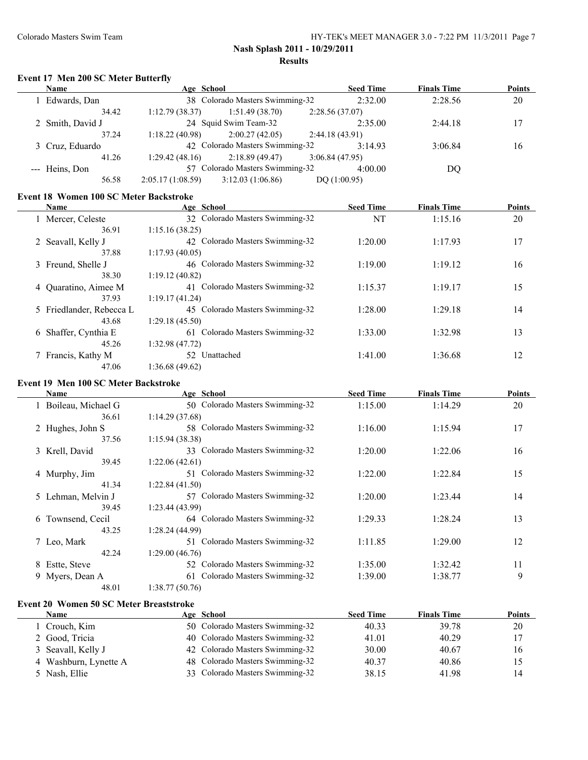**Nash Splash 2011 - 10/29/2011**

**Results**

### Event 17 Men 200 SC Meter Butterfly

| | Name | Age | School | Seed Time | Finals Time | Points |
|---|---|---|---|---|---|---|
| 1 | Edwards, Dan | 38 | Colorado Masters Swimming-32 | 2:32.00 | 2:28.56 | 20 |
| | 34.42 | 1:12.79 (38.37) | 1:51.49 (38.70) | 2:28.56 (37.07) | | |
| 2 | Smith, David J | 24 | Squid Swim Team-32 | 2:35.00 | 2:44.18 | 17 |
| | 37.24 | 1:18.22 (40.98) | 2:00.27 (42.05) | 2:44.18 (43.91) | | |
| 3 | Cruz, Eduardo | 42 | Colorado Masters Swimming-32 | 3:14.93 | 3:06.84 | 16 |
| | 41.26 | 1:29.42 (48.16) | 2:18.89 (49.47) | 3:06.84 (47.95) | | |
| --- | Heins, Don | 57 | Colorado Masters Swimming-32 | 4:00.00 | DQ | |
| | 56.58 | 2:05.17 (1:08.59) | 3:12.03 (1:06.86) | DQ (1:00.95) | | |

### Event 18 Women 100 SC Meter Backstroke

| | Name | Age | School | Seed Time | Finals Time | Points |
|---|---|---|---|---|---|---|
| 1 | Mercer, Celeste | 32 | Colorado Masters Swimming-32 | NT | 1:15.16 | 20 |
| | 36.91 | 1:15.16 (38.25) | | | | |
| 2 | Seavall, Kelly J | 42 | Colorado Masters Swimming-32 | 1:20.00 | 1:17.93 | 17 |
| | 37.88 | 1:17.93 (40.05) | | | | |
| 3 | Freund, Shelle J | 46 | Colorado Masters Swimming-32 | 1:19.00 | 1:19.12 | 16 |
| | 38.30 | 1:19.12 (40.82) | | | | |
| 4 | Quaratino, Aimee M | 41 | Colorado Masters Swimming-32 | 1:15.37 | 1:19.17 | 15 |
| | 37.93 | 1:19.17 (41.24) | | | | |
| 5 | Friedlander, Rebecca L | 45 | Colorado Masters Swimming-32 | 1:28.00 | 1:29.18 | 14 |
| | 43.68 | 1:29.18 (45.50) | | | | |
| 6 | Shaffer, Cynthia E | 61 | Colorado Masters Swimming-32 | 1:33.00 | 1:32.98 | 13 |
| | 45.26 | 1:32.98 (47.72) | | | | |
| 7 | Francis, Kathy M | 52 | Unattached | 1:41.00 | 1:36.68 | 12 |
| | 47.06 | 1:36.68 (49.62) | | | | |

### Event 19 Men 100 SC Meter Backstroke

| | Name | Age | School | Seed Time | Finals Time | Points |
|---|---|---|---|---|---|---|
| 1 | Boileau, Michael G | 50 | Colorado Masters Swimming-32 | 1:15.00 | 1:14.29 | 20 |
| | 36.61 | 1:14.29 (37.68) | | | | |
| 2 | Hughes, John S | 58 | Colorado Masters Swimming-32 | 1:16.00 | 1:15.94 | 17 |
| | 37.56 | 1:15.94 (38.38) | | | | |
| 3 | Krell, David | 33 | Colorado Masters Swimming-32 | 1:20.00 | 1:22.06 | 16 |
| | 39.45 | 1:22.06 (42.61) | | | | |
| 4 | Murphy, Jim | 51 | Colorado Masters Swimming-32 | 1:22.00 | 1:22.84 | 15 |
| | 41.34 | 1:22.84 (41.50) | | | | |
| 5 | Lehman, Melvin J | 57 | Colorado Masters Swimming-32 | 1:20.00 | 1:23.44 | 14 |
| | 39.45 | 1:23.44 (43.99) | | | | |
| 6 | Townsend, Cecil | 64 | Colorado Masters Swimming-32 | 1:29.33 | 1:28.24 | 13 |
| | 43.25 | 1:28.24 (44.99) | | | | |
| 7 | Leo, Mark | 51 | Colorado Masters Swimming-32 | 1:11.85 | 1:29.00 | 12 |
| | 42.24 | 1:29.00 (46.76) | | | | |
| 8 | Estte, Steve | 52 | Colorado Masters Swimming-32 | 1:35.00 | 1:32.42 | 11 |
| 9 | Myers, Dean A | 61 | Colorado Masters Swimming-32 | 1:39.00 | 1:38.77 | 9 |
| | 48.01 | 1:38.77 (50.76) | | | | |

### Event 20 Women 50 SC Meter Breaststroke

| | Name | Age | School | Seed Time | Finals Time | Points |
|---|---|---|---|---|---|---|
| 1 | Crouch, Kim | 50 | Colorado Masters Swimming-32 | 40.33 | 39.78 | 20 |
| 2 | Good, Tricia | 40 | Colorado Masters Swimming-32 | 41.01 | 40.29 | 17 |
| 3 | Seavall, Kelly J | 42 | Colorado Masters Swimming-32 | 30.00 | 40.67 | 16 |
| 4 | Washburn, Lynette A | 48 | Colorado Masters Swimming-32 | 40.37 | 40.86 | 15 |
| 5 | Nash, Ellie | 33 | Colorado Masters Swimming-32 | 38.15 | 41.98 | 14 |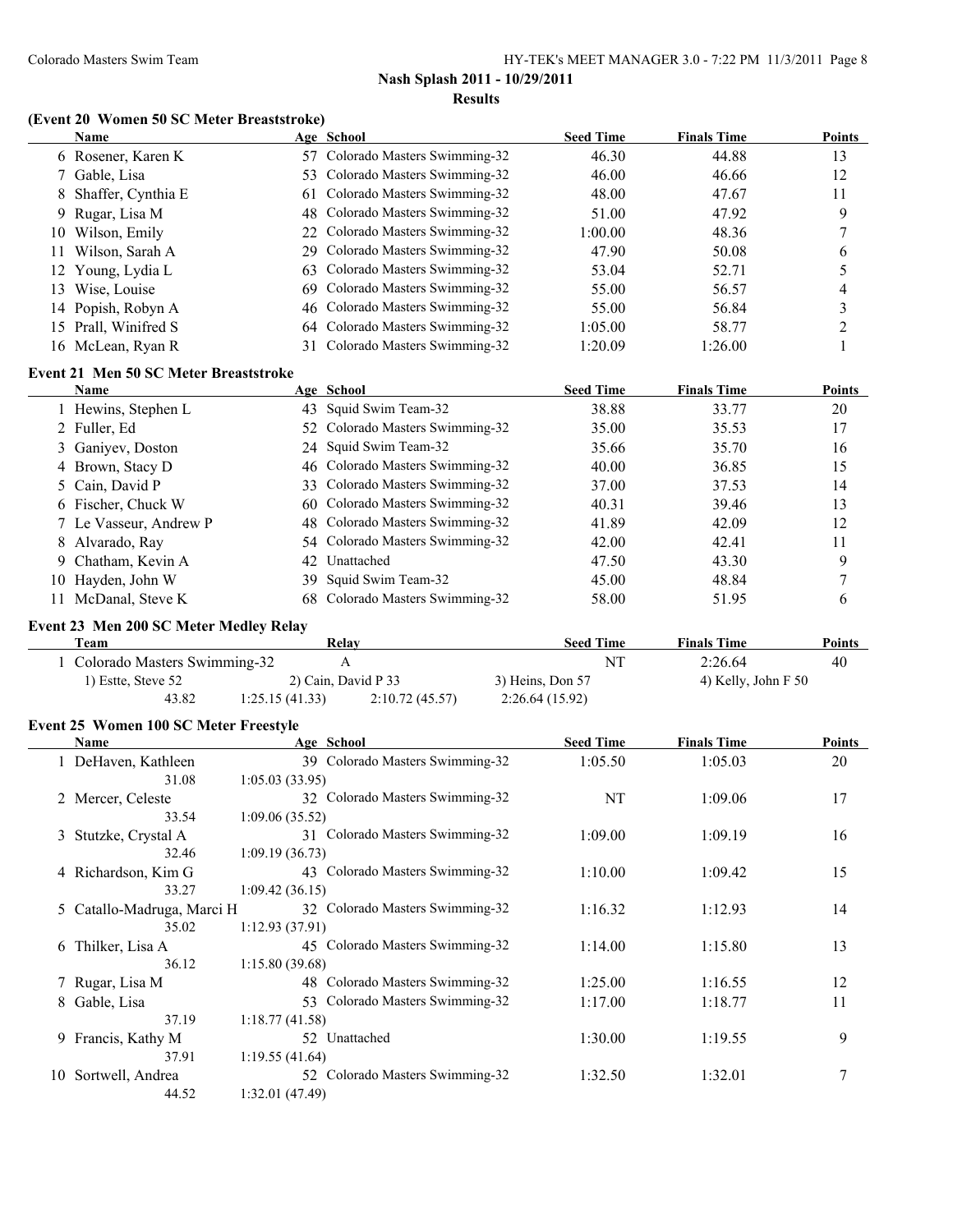# Nash Splash 2011 - 10/29/2011

## Results

### (Event 20 Women 50 SC Meter Breaststroke)

| | Name | Age | School | Seed Time | Finals Time | Points |
|---|---|---|---|---|---|---|
| 6 | Rosener, Karen K | 57 | Colorado Masters Swimming-32 | 46.30 | 44.88 | 13 |
| 7 | Gable, Lisa | 53 | Colorado Masters Swimming-32 | 46.00 | 46.66 | 12 |
| 8 | Shaffer, Cynthia E | 61 | Colorado Masters Swimming-32 | 48.00 | 47.67 | 11 |
| 9 | Rugar, Lisa M | 48 | Colorado Masters Swimming-32 | 51.00 | 47.92 | 9 |
| 10 | Wilson, Emily | 22 | Colorado Masters Swimming-32 | 1:00.00 | 48.36 | 7 |
| 11 | Wilson, Sarah A | 29 | Colorado Masters Swimming-32 | 47.90 | 50.08 | 6 |
| 12 | Young, Lydia L | 63 | Colorado Masters Swimming-32 | 53.04 | 52.71 | 5 |
| 13 | Wise, Louise | 69 | Colorado Masters Swimming-32 | 55.00 | 56.57 | 4 |
| 14 | Popish, Robyn A | 46 | Colorado Masters Swimming-32 | 55.00 | 56.84 | 3 |
| 15 | Prall, Winifred S | 64 | Colorado Masters Swimming-32 | 1:05.00 | 58.77 | 2 |
| 16 | McLean, Ryan R | 31 | Colorado Masters Swimming-32 | 1:20.09 | 1:26.00 | 1 |

### Event 21 Men 50 SC Meter Breaststroke

| | Name | Age | School | Seed Time | Finals Time | Points |
|---|---|---|---|---|---|---|
| 1 | Hewins, Stephen L | 43 | Squid Swim Team-32 | 38.88 | 33.77 | 20 |
| 2 | Fuller, Ed | 52 | Colorado Masters Swimming-32 | 35.00 | 35.53 | 17 |
| 3 | Ganiyev, Doston | 24 | Squid Swim Team-32 | 35.66 | 35.70 | 16 |
| 4 | Brown, Stacy D | 46 | Colorado Masters Swimming-32 | 40.00 | 36.85 | 15 |
| 5 | Cain, David P | 33 | Colorado Masters Swimming-32 | 37.00 | 37.53 | 14 |
| 6 | Fischer, Chuck W | 60 | Colorado Masters Swimming-32 | 40.31 | 39.46 | 13 |
| 7 | Le Vasseur, Andrew P | 48 | Colorado Masters Swimming-32 | 41.89 | 42.09 | 12 |
| 8 | Alvarado, Ray | 54 | Colorado Masters Swimming-32 | 42.00 | 42.41 | 11 |
| 9 | Chatham, Kevin A | 42 | Unattached | 47.50 | 43.30 | 9 |
| 10 | Hayden, John W | 39 | Squid Swim Team-32 | 45.00 | 48.84 | 7 |
| 11 | McDanal, Steve K | 68 | Colorado Masters Swimming-32 | 58.00 | 51.95 | 6 |

### Event 23 Men 200 SC Meter Medley Relay

| | Team | Relay | Seed Time | Finals Time | Points |
|---|---|---|---|---|---|
| 1 | Colorado Masters Swimming-32 | A | NT | 2:26.64 | 40 |

1) Estte, Steve 52 &nbsp; 2) Cain, David P 33 &nbsp; 3) Heins, Don 57 &nbsp; 4) Kelly, John F 50

43.82 &nbsp; 1:25.15 (41.33) &nbsp; 2:10.72 (45.57) &nbsp; 2:26.64 (15.92)

### Event 25 Women 100 SC Meter Freestyle

| | Name | Age | School | Seed Time | Finals Time | Points |
|---|---|---|---|---|---|---|
| 1 | DeHaven, Kathleen | 39 | Colorado Masters Swimming-32 | 1:05.50 | 1:05.03 | 20 |
| | 31.08 | | 1:05.03 (33.95) | | | |
| 2 | Mercer, Celeste | 32 | Colorado Masters Swimming-32 | NT | 1:09.06 | 17 |
| | 33.54 | | 1:09.06 (35.52) | | | |
| 3 | Stutzke, Crystal A | 31 | Colorado Masters Swimming-32 | 1:09.00 | 1:09.19 | 16 |
| | 32.46 | | 1:09.19 (36.73) | | | |
| 4 | Richardson, Kim G | 43 | Colorado Masters Swimming-32 | 1:10.00 | 1:09.42 | 15 |
| | 33.27 | | 1:09.42 (36.15) | | | |
| 5 | Catallo-Madruga, Marci H | 32 | Colorado Masters Swimming-32 | 1:16.32 | 1:12.93 | 14 |
| | 35.02 | | 1:12.93 (37.91) | | | |
| 6 | Thilker, Lisa A | 45 | Colorado Masters Swimming-32 | 1:14.00 | 1:15.80 | 13 |
| | 36.12 | | 1:15.80 (39.68) | | | |
| 7 | Rugar, Lisa M | 48 | Colorado Masters Swimming-32 | 1:25.00 | 1:16.55 | 12 |
| 8 | Gable, Lisa | 53 | Colorado Masters Swimming-32 | 1:17.00 | 1:18.77 | 11 |
| | 37.19 | | 1:18.77 (41.58) | | | |
| 9 | Francis, Kathy M | 52 | Unattached | 1:30.00 | 1:19.55 | 9 |
| | 37.91 | | 1:19.55 (41.64) | | | |
| 10 | Sortwell, Andrea | 52 | Colorado Masters Swimming-32 | 1:32.50 | 1:32.01 | 7 |
| | 44.52 | | 1:32.01 (47.49) | | | |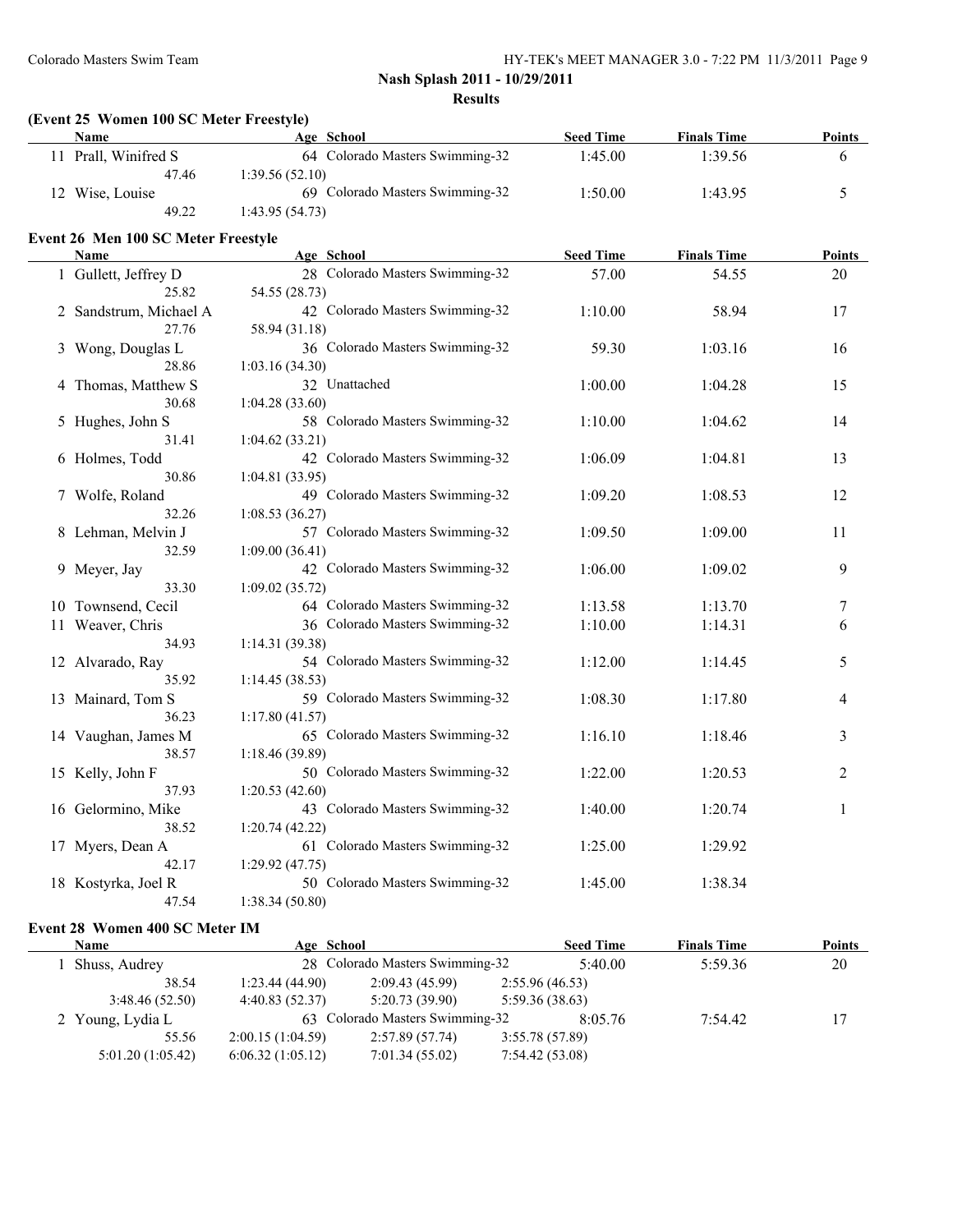Nash Splash 2011 - 10/29/2011

**Results**

**(Event 25 Women 100 SC Meter Freestyle)**

| Name | Age | School | Seed Time | Finals Time | Points |
|---|---|---|---|---|---|
| 11 Prall, Winifred S | 64 | Colorado Masters Swimming-32 | 1:45.00 | 1:39.56 | 6 |
| 47.46 | 1:39.56 (52.10) | | | | |
| 12 Wise, Louise | 69 | Colorado Masters Swimming-32 | 1:50.00 | 1:43.95 | 5 |
| 49.22 | 1:43.95 (54.73) | | | | |

**Event 26 Men 100 SC Meter Freestyle**

| Name | Age | School | Seed Time | Finals Time | Points |
|---|---|---|---|---|---|
| 1 Gullett, Jeffrey D | 28 | Colorado Masters Swimming-32 | 57.00 | 54.55 | 20 |
| 25.82 | 54.55 (28.73) | | | | |
| 2 Sandstrum, Michael A | 42 | Colorado Masters Swimming-32 | 1:10.00 | 58.94 | 17 |
| 27.76 | 58.94 (31.18) | | | | |
| 3 Wong, Douglas L | 36 | Colorado Masters Swimming-32 | 59.30 | 1:03.16 | 16 |
| 28.86 | 1:03.16 (34.30) | | | | |
| 4 Thomas, Matthew S | 32 | Unattached | 1:00.00 | 1:04.28 | 15 |
| 30.68 | 1:04.28 (33.60) | | | | |
| 5 Hughes, John S | 58 | Colorado Masters Swimming-32 | 1:10.00 | 1:04.62 | 14 |
| 31.41 | 1:04.62 (33.21) | | | | |
| 6 Holmes, Todd | 42 | Colorado Masters Swimming-32 | 1:06.09 | 1:04.81 | 13 |
| 30.86 | 1:04.81 (33.95) | | | | |
| 7 Wolfe, Roland | 49 | Colorado Masters Swimming-32 | 1:09.20 | 1:08.53 | 12 |
| 32.26 | 1:08.53 (36.27) | | | | |
| 8 Lehman, Melvin J | 57 | Colorado Masters Swimming-32 | 1:09.50 | 1:09.00 | 11 |
| 32.59 | 1:09.00 (36.41) | | | | |
| 9 Meyer, Jay | 42 | Colorado Masters Swimming-32 | 1:06.00 | 1:09.02 | 9 |
| 33.30 | 1:09.02 (35.72) | | | | |
| 10 Townsend, Cecil | 64 | Colorado Masters Swimming-32 | 1:13.58 | 1:13.70 | 7 |
| 11 Weaver, Chris | 36 | Colorado Masters Swimming-32 | 1:10.00 | 1:14.31 | 6 |
| 34.93 | 1:14.31 (39.38) | | | | |
| 12 Alvarado, Ray | 54 | Colorado Masters Swimming-32 | 1:12.00 | 1:14.45 | 5 |
| 35.92 | 1:14.45 (38.53) | | | | |
| 13 Mainard, Tom S | 59 | Colorado Masters Swimming-32 | 1:08.30 | 1:17.80 | 4 |
| 36.23 | 1:17.80 (41.57) | | | | |
| 14 Vaughan, James M | 65 | Colorado Masters Swimming-32 | 1:16.10 | 1:18.46 | 3 |
| 38.57 | 1:18.46 (39.89) | | | | |
| 15 Kelly, John F | 50 | Colorado Masters Swimming-32 | 1:22.00 | 1:20.53 | 2 |
| 37.93 | 1:20.53 (42.60) | | | | |
| 16 Gelormino, Mike | 43 | Colorado Masters Swimming-32 | 1:40.00 | 1:20.74 | 1 |
| 38.52 | 1:20.74 (42.22) | | | | |
| 17 Myers, Dean A | 61 | Colorado Masters Swimming-32 | 1:25.00 | 1:29.92 | |
| 42.17 | 1:29.92 (47.75) | | | | |
| 18 Kostyrka, Joel R | 50 | Colorado Masters Swimming-32 | 1:45.00 | 1:38.34 | |
| 47.54 | 1:38.34 (50.80) | | | | |

**Event 28 Women 400 SC Meter IM**

| Name | Age | School | | Seed Time | Finals Time | Points |
|---|---|---|---|---|---|---|
| 1 Shuss, Audrey | 28 | Colorado Masters Swimming-32 | | 5:40.00 | 5:59.36 | 20 |
| 38.54 | 1:23.44 (44.90) | 2:09.43 (45.99) | 2:55.96 (46.53) | | | |
| 3:48.46 (52.50) | 4:40.83 (52.37) | 5:20.73 (39.90) | 5:59.36 (38.63) | | | |
| 2 Young, Lydia L | 63 | Colorado Masters Swimming-32 | | 8:05.76 | 7:54.42 | 17 |
| 55.56 | 2:00.15 (1:04.59) | 2:57.89 (57.74) | 3:55.78 (57.89) | | | |
| 5:01.20 (1:05.42) | 6:06.32 (1:05.12) | 7:01.34 (55.02) | 7:54.42 (53.08) | | | |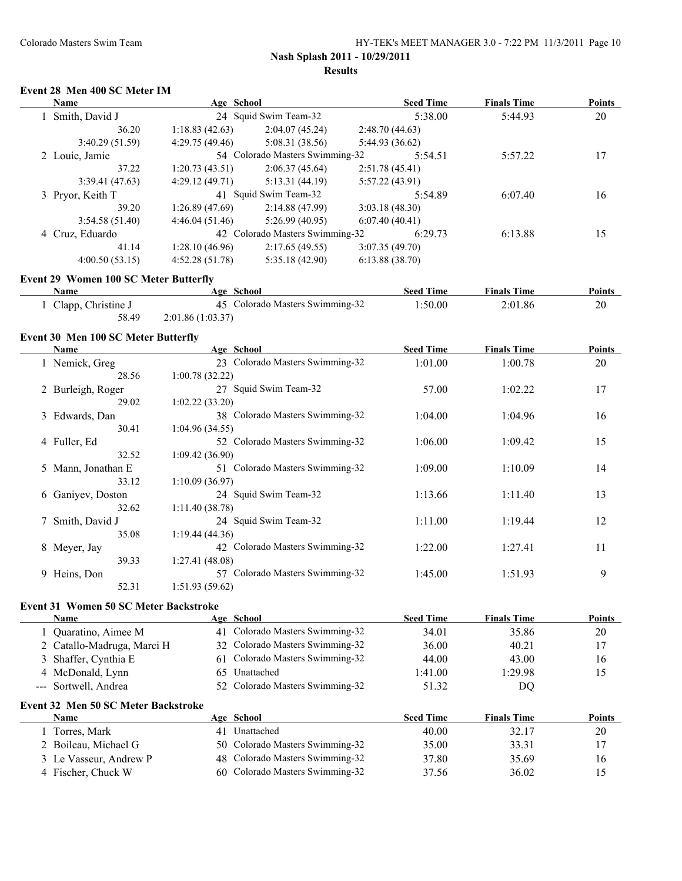## Nash Splash 2011 - 10/29/2011

### Results

#### Event 28 Men 400 SC Meter IM

| | Name | Age | School | Seed Time | Finals Time | Points |
|---|---|---|---|---|---|---|
| 1 | Smith, David J | 24 | Squid Swim Team-32 | 5:38.00 | 5:44.93 | 20 |
| | 36.20 | 1:18.83 (42.63) | 2:04.07 (45.24) | 2:48.70 (44.63) | | |
| | 3:40.29 (51.59) | 4:29.75 (49.46) | 5:08.31 (38.56) | 5:44.93 (36.62) | | |
| 2 | Louie, Jamie | 54 | Colorado Masters Swimming-32 | 5:54.51 | 5:57.22 | 17 |
| | 37.22 | 1:20.73 (43.51) | 2:06.37 (45.64) | 2:51.78 (45.41) | | |
| | 3:39.41 (47.63) | 4:29.12 (49.71) | 5:13.31 (44.19) | 5:57.22 (43.91) | | |
| 3 | Pryor, Keith T | 41 | Squid Swim Team-32 | 5:54.89 | 6:07.40 | 16 |
| | 39.20 | 1:26.89 (47.69) | 2:14.88 (47.99) | 3:03.18 (48.30) | | |
| | 3:54.58 (51.40) | 4:46.04 (51.46) | 5:26.99 (40.95) | 6:07.40 (40.41) | | |
| 4 | Cruz, Eduardo | 42 | Colorado Masters Swimming-32 | 6:29.73 | 6:13.88 | 15 |
| | 41.14 | 1:28.10 (46.96) | 2:17.65 (49.55) | 3:07.35 (49.70) | | |
| | 4:00.50 (53.15) | 4:52.28 (51.78) | 5:35.18 (42.90) | 6:13.88 (38.70) | | |

#### Event 29 Women 100 SC Meter Butterfly

| | Name | Age | School | Seed Time | Finals Time | Points |
|---|---|---|---|---|---|---|
| 1 | Clapp, Christine J | 45 | Colorado Masters Swimming-32 | 1:50.00 | 2:01.86 | 20 |
| | 58.49 | 2:01.86 (1:03.37) | | | | |

#### Event 30 Men 100 SC Meter Butterfly

| | Name | Age | School | Seed Time | Finals Time | Points |
|---|---|---|---|---|---|---|
| 1 | Nemick, Greg | 23 | Colorado Masters Swimming-32 | 1:01.00 | 1:00.78 | 20 |
| | 28.56 | 1:00.78 (32.22) | | | | |
| 2 | Burleigh, Roger | 27 | Squid Swim Team-32 | 57.00 | 1:02.22 | 17 |
| | 29.02 | 1:02.22 (33.20) | | | | |
| 3 | Edwards, Dan | 38 | Colorado Masters Swimming-32 | 1:04.00 | 1:04.96 | 16 |
| | 30.41 | 1:04.96 (34.55) | | | | |
| 4 | Fuller, Ed | 52 | Colorado Masters Swimming-32 | 1:06.00 | 1:09.42 | 15 |
| | 32.52 | 1:09.42 (36.90) | | | | |
| 5 | Mann, Jonathan E | 51 | Colorado Masters Swimming-32 | 1:09.00 | 1:10.09 | 14 |
| | 33.12 | 1:10.09 (36.97) | | | | |
| 6 | Ganiyev, Doston | 24 | Squid Swim Team-32 | 1:13.66 | 1:11.40 | 13 |
| | 32.62 | 1:11.40 (38.78) | | | | |
| 7 | Smith, David J | 24 | Squid Swim Team-32 | 1:11.00 | 1:19.44 | 12 |
| | 35.08 | 1:19.44 (44.36) | | | | |
| 8 | Meyer, Jay | 42 | Colorado Masters Swimming-32 | 1:22.00 | 1:27.41 | 11 |
| | 39.33 | 1:27.41 (48.08) | | | | |
| 9 | Heins, Don | 57 | Colorado Masters Swimming-32 | 1:45.00 | 1:51.93 | 9 |
| | 52.31 | 1:51.93 (59.62) | | | | |

#### Event 31 Women 50 SC Meter Backstroke

| | Name | Age | School | Seed Time | Finals Time | Points |
|---|---|---|---|---|---|---|
| 1 | Quaratino, Aimee M | 41 | Colorado Masters Swimming-32 | 34.01 | 35.86 | 20 |
| 2 | Catallo-Madruga, Marci H | 32 | Colorado Masters Swimming-32 | 36.00 | 40.21 | 17 |
| 3 | Shaffer, Cynthia E | 61 | Colorado Masters Swimming-32 | 44.00 | 43.00 | 16 |
| 4 | McDonald, Lynn | 65 | Unattached | 1:41.00 | 1:29.98 | 15 |
| --- | Sortwell, Andrea | 52 | Colorado Masters Swimming-32 | 51.32 | DQ | |

#### Event 32 Men 50 SC Meter Backstroke

| | Name | Age | School | Seed Time | Finals Time | Points |
|---|---|---|---|---|---|---|
| 1 | Torres, Mark | 41 | Unattached | 40.00 | 32.17 | 20 |
| 2 | Boileau, Michael G | 50 | Colorado Masters Swimming-32 | 35.00 | 33.31 | 17 |
| 3 | Le Vasseur, Andrew P | 48 | Colorado Masters Swimming-32 | 37.80 | 35.69 | 16 |
| 4 | Fischer, Chuck W | 60 | Colorado Masters Swimming-32 | 37.56 | 36.02 | 15 |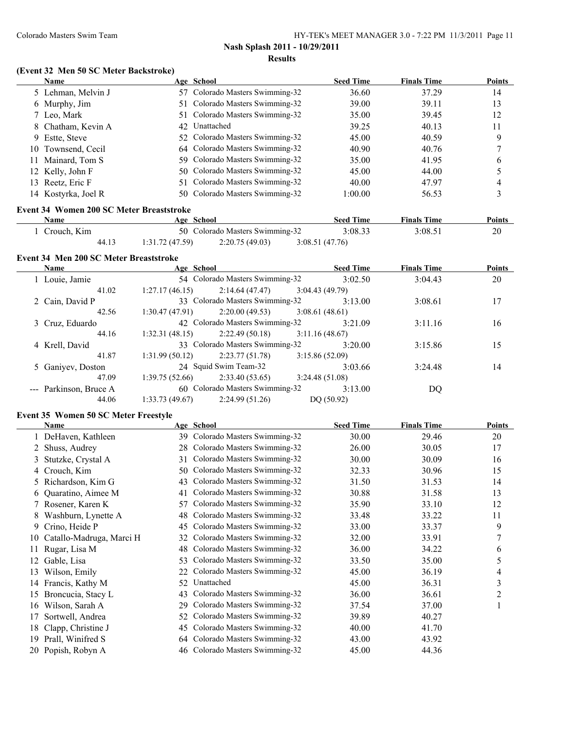**Nash Splash 2011 - 10/29/2011**

**Results**

### (Event 32 Men 50 SC Meter Backstroke)

| | Name | Age | School | Seed Time | Finals Time | Points |
|---|---|---|---|---|---|---|
| 5 | Lehman, Melvin J | 57 | Colorado Masters Swimming-32 | 36.60 | 37.29 | 14 |
| 6 | Murphy, Jim | 51 | Colorado Masters Swimming-32 | 39.00 | 39.11 | 13 |
| 7 | Leo, Mark | 51 | Colorado Masters Swimming-32 | 35.00 | 39.45 | 12 |
| 8 | Chatham, Kevin A | 42 | Unattached | 39.25 | 40.13 | 11 |
| 9 | Estte, Steve | 52 | Colorado Masters Swimming-32 | 45.00 | 40.59 | 9 |
| 10 | Townsend, Cecil | 64 | Colorado Masters Swimming-32 | 40.90 | 40.76 | 7 |
| 11 | Mainard, Tom S | 59 | Colorado Masters Swimming-32 | 35.00 | 41.95 | 6 |
| 12 | Kelly, John F | 50 | Colorado Masters Swimming-32 | 45.00 | 44.00 | 5 |
| 13 | Reetz, Eric F | 51 | Colorado Masters Swimming-32 | 40.00 | 47.97 | 4 |
| 14 | Kostyrka, Joel R | 50 | Colorado Masters Swimming-32 | 1:00.00 | 56.53 | 3 |

### Event 34 Women 200 SC Meter Breaststroke

| | Name | Age | School | Seed Time | Finals Time | Points |
|---|---|---|---|---|---|---|
| 1 | Crouch, Kim | 50 | Colorado Masters Swimming-32 | 3:08.33 | 3:08.51 | 20 |
| | 44.13 | 1:31.72 (47.59) | 2:20.75 (49.03) | 3:08.51 (47.76) | | |

### Event 34 Men 200 SC Meter Breaststroke

| | Name | Age | School | Seed Time | Finals Time | Points |
|---|---|---|---|---|---|---|
| 1 | Louie, Jamie | 54 | Colorado Masters Swimming-32 | 3:02.50 | 3:04.43 | 20 |
| | 41.02 | 1:27.17 (46.15) | 2:14.64 (47.47) | 3:04.43 (49.79) | | |
| 2 | Cain, David P | 33 | Colorado Masters Swimming-32 | 3:13.00 | 3:08.61 | 17 |
| | 42.56 | 1:30.47 (47.91) | 2:20.00 (49.53) | 3:08.61 (48.61) | | |
| 3 | Cruz, Eduardo | 42 | Colorado Masters Swimming-32 | 3:21.09 | 3:11.16 | 16 |
| | 44.16 | 1:32.31 (48.15) | 2:22.49 (50.18) | 3:11.16 (48.67) | | |
| 4 | Krell, David | 33 | Colorado Masters Swimming-32 | 3:20.00 | 3:15.86 | 15 |
| | 41.87 | 1:31.99 (50.12) | 2:23.77 (51.78) | 3:15.86 (52.09) | | |
| 5 | Ganiyev, Doston | 24 | Squid Swim Team-32 | 3:03.66 | 3:24.48 | 14 |
| | 47.09 | 1:39.75 (52.66) | 2:33.40 (53.65) | 3:24.48 (51.08) | | |
| --- | Parkinson, Bruce A | 60 | Colorado Masters Swimming-32 | 3:13.00 | DQ | |
| | 44.06 | 1:33.73 (49.67) | 2:24.99 (51.26) | DQ (50.92) | | |

### Event 35 Women 50 SC Meter Freestyle

| | Name | Age | School | Seed Time | Finals Time | Points |
|---|---|---|---|---|---|---|
| 1 | DeHaven, Kathleen | 39 | Colorado Masters Swimming-32 | 30.00 | 29.46 | 20 |
| 2 | Shuss, Audrey | 28 | Colorado Masters Swimming-32 | 26.00 | 30.05 | 17 |
| 3 | Stutzke, Crystal A | 31 | Colorado Masters Swimming-32 | 30.00 | 30.09 | 16 |
| 4 | Crouch, Kim | 50 | Colorado Masters Swimming-32 | 32.33 | 30.96 | 15 |
| 5 | Richardson, Kim G | 43 | Colorado Masters Swimming-32 | 31.50 | 31.53 | 14 |
| 6 | Quaratino, Aimee M | 41 | Colorado Masters Swimming-32 | 30.88 | 31.58 | 13 |
| 7 | Rosener, Karen K | 57 | Colorado Masters Swimming-32 | 35.90 | 33.10 | 12 |
| 8 | Washburn, Lynette A | 48 | Colorado Masters Swimming-32 | 33.48 | 33.22 | 11 |
| 9 | Crino, Heide P | 45 | Colorado Masters Swimming-32 | 33.00 | 33.37 | 9 |
| 10 | Catallo-Madruga, Marci H | 32 | Colorado Masters Swimming-32 | 32.00 | 33.91 | 7 |
| 11 | Rugar, Lisa M | 48 | Colorado Masters Swimming-32 | 36.00 | 34.22 | 6 |
| 12 | Gable, Lisa | 53 | Colorado Masters Swimming-32 | 33.50 | 35.00 | 5 |
| 13 | Wilson, Emily | 22 | Colorado Masters Swimming-32 | 45.00 | 36.19 | 4 |
| 14 | Francis, Kathy M | 52 | Unattached | 45.00 | 36.31 | 3 |
| 15 | Broncucia, Stacy L | 43 | Colorado Masters Swimming-32 | 36.00 | 36.61 | 2 |
| 16 | Wilson, Sarah A | 29 | Colorado Masters Swimming-32 | 37.54 | 37.00 | 1 |
| 17 | Sortwell, Andrea | 52 | Colorado Masters Swimming-32 | 39.89 | 40.27 | |
| 18 | Clapp, Christine J | 45 | Colorado Masters Swimming-32 | 40.00 | 41.70 | |
| 19 | Prall, Winifred S | 64 | Colorado Masters Swimming-32 | 43.00 | 43.92 | |
| 20 | Popish, Robyn A | 46 | Colorado Masters Swimming-32 | 45.00 | 44.36 | |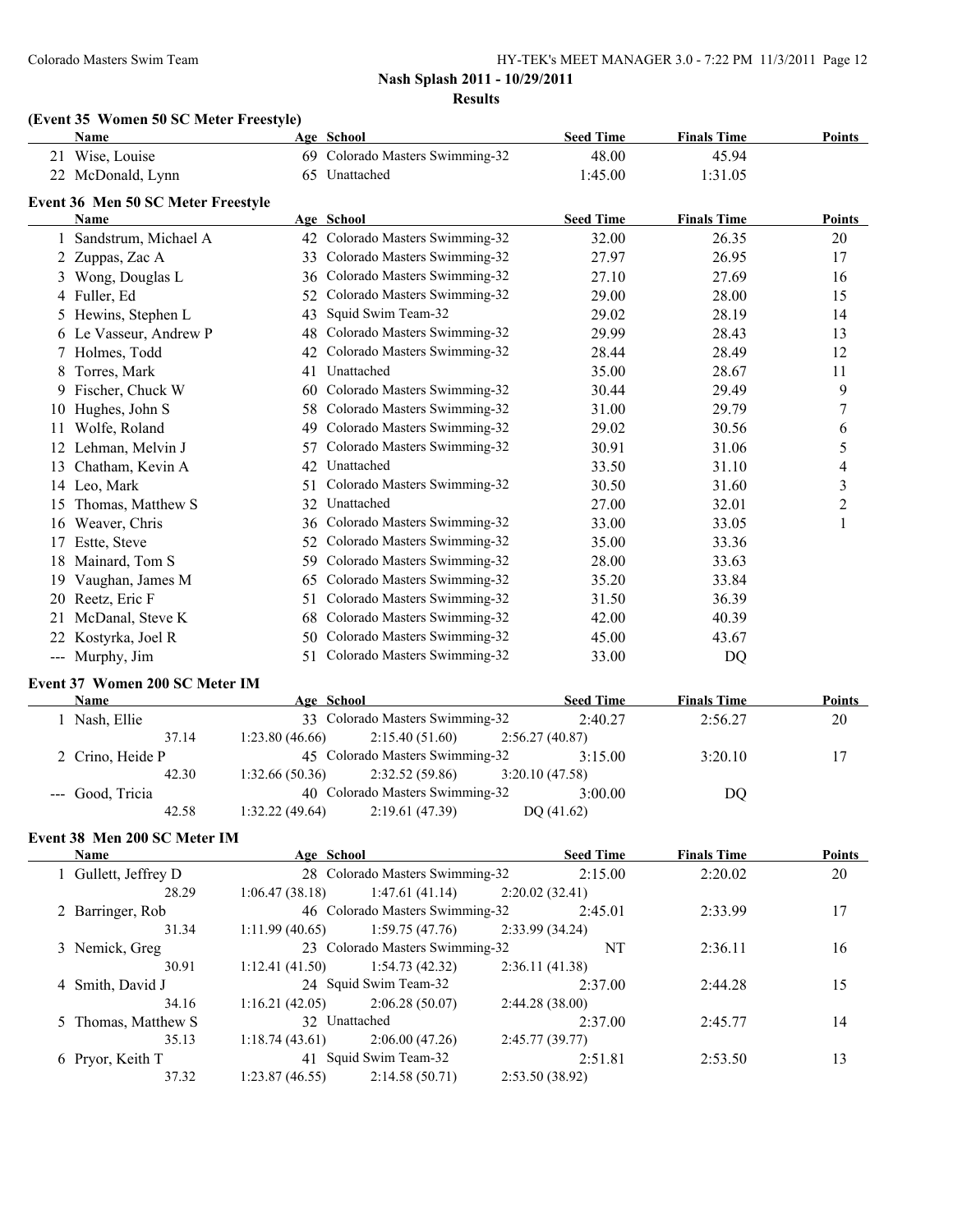**Nash Splash 2011 - 10/29/2011**

**Results**

### (Event 35 Women 50 SC Meter Freestyle)

| | Name | Age | School | Seed Time | Finals Time | Points |
|---|---|---|---|---|---|---|
| 21 | Wise, Louise | 69 | Colorado Masters Swimming-32 | 48.00 | 45.94 | |
| 22 | McDonald, Lynn | 65 | Unattached | 1:45.00 | 1:31.05 | |

### Event 36 Men 50 SC Meter Freestyle

| | Name | Age | School | Seed Time | Finals Time | Points |
|---|---|---|---|---|---|---|
| 1 | Sandstrum, Michael A | 42 | Colorado Masters Swimming-32 | 32.00 | 26.35 | 20 |
| 2 | Zuppas, Zac A | 33 | Colorado Masters Swimming-32 | 27.97 | 26.95 | 17 |
| 3 | Wong, Douglas L | 36 | Colorado Masters Swimming-32 | 27.10 | 27.69 | 16 |
| 4 | Fuller, Ed | 52 | Colorado Masters Swimming-32 | 29.00 | 28.00 | 15 |
| 5 | Hewins, Stephen L | 43 | Squid Swim Team-32 | 29.02 | 28.19 | 14 |
| 6 | Le Vasseur, Andrew P | 48 | Colorado Masters Swimming-32 | 29.99 | 28.43 | 13 |
| 7 | Holmes, Todd | 42 | Colorado Masters Swimming-32 | 28.44 | 28.49 | 12 |
| 8 | Torres, Mark | 41 | Unattached | 35.00 | 28.67 | 11 |
| 9 | Fischer, Chuck W | 60 | Colorado Masters Swimming-32 | 30.44 | 29.49 | 9 |
| 10 | Hughes, John S | 58 | Colorado Masters Swimming-32 | 31.00 | 29.79 | 7 |
| 11 | Wolfe, Roland | 49 | Colorado Masters Swimming-32 | 29.02 | 30.56 | 6 |
| 12 | Lehman, Melvin J | 57 | Colorado Masters Swimming-32 | 30.91 | 31.06 | 5 |
| 13 | Chatham, Kevin A | 42 | Unattached | 33.50 | 31.10 | 4 |
| 14 | Leo, Mark | 51 | Colorado Masters Swimming-32 | 30.50 | 31.60 | 3 |
| 15 | Thomas, Matthew S | 32 | Unattached | 27.00 | 32.01 | 2 |
| 16 | Weaver, Chris | 36 | Colorado Masters Swimming-32 | 33.00 | 33.05 | 1 |
| 17 | Estte, Steve | 52 | Colorado Masters Swimming-32 | 35.00 | 33.36 | |
| 18 | Mainard, Tom S | 59 | Colorado Masters Swimming-32 | 28.00 | 33.63 | |
| 19 | Vaughan, James M | 65 | Colorado Masters Swimming-32 | 35.20 | 33.84 | |
| 20 | Reetz, Eric F | 51 | Colorado Masters Swimming-32 | 31.50 | 36.39 | |
| 21 | McDanal, Steve K | 68 | Colorado Masters Swimming-32 | 42.00 | 40.39 | |
| 22 | Kostyrka, Joel R | 50 | Colorado Masters Swimming-32 | 45.00 | 43.67 | |
| --- | Murphy, Jim | 51 | Colorado Masters Swimming-32 | 33.00 | DQ | |

### Event 37 Women 200 SC Meter IM

| | Name | Age | School | Seed Time | Finals Time | Points |
|---|---|---|---|---|---|---|
| 1 | Nash, Ellie | 33 | Colorado Masters Swimming-32 | 2:40.27 | 2:56.27 | 20 |
| | 37.14 | 1:23.80 (46.66) | 2:15.40 (51.60) | 2:56.27 (40.87) | | |
| 2 | Crino, Heide P | 45 | Colorado Masters Swimming-32 | 3:15.00 | 3:20.10 | 17 |
| | 42.30 | 1:32.66 (50.36) | 2:32.52 (59.86) | 3:20.10 (47.58) | | |
| --- | Good, Tricia | 40 | Colorado Masters Swimming-32 | 3:00.00 | DQ | |
| | 42.58 | 1:32.22 (49.64) | 2:19.61 (47.39) | DQ (41.62) | | |

### Event 38 Men 200 SC Meter IM

| | Name | Age | School | Seed Time | Finals Time | Points |
|---|---|---|---|---|---|---|
| 1 | Gullett, Jeffrey D | 28 | Colorado Masters Swimming-32 | 2:15.00 | 2:20.02 | 20 |
| | 28.29 | 1:06.47 (38.18) | 1:47.61 (41.14) | 2:20.02 (32.41) | | |
| 2 | Barringer, Rob | 46 | Colorado Masters Swimming-32 | 2:45.01 | 2:33.99 | 17 |
| | 31.34 | 1:11.99 (40.65) | 1:59.75 (47.76) | 2:33.99 (34.24) | | |
| 3 | Nemick, Greg | 23 | Colorado Masters Swimming-32 | NT | 2:36.11 | 16 |
| | 30.91 | 1:12.41 (41.50) | 1:54.73 (42.32) | 2:36.11 (41.38) | | |
| 4 | Smith, David J | 24 | Squid Swim Team-32 | 2:37.00 | 2:44.28 | 15 |
| | 34.16 | 1:16.21 (42.05) | 2:06.28 (50.07) | 2:44.28 (38.00) | | |
| 5 | Thomas, Matthew S | 32 | Unattached | 2:37.00 | 2:45.77 | 14 |
| | 35.13 | 1:18.74 (43.61) | 2:06.00 (47.26) | 2:45.77 (39.77) | | |
| 6 | Pryor, Keith T | 41 | Squid Swim Team-32 | 2:51.81 | 2:53.50 | 13 |
| | 37.32 | 1:23.87 (46.55) | 2:14.58 (50.71) | 2:53.50 (38.92) | | |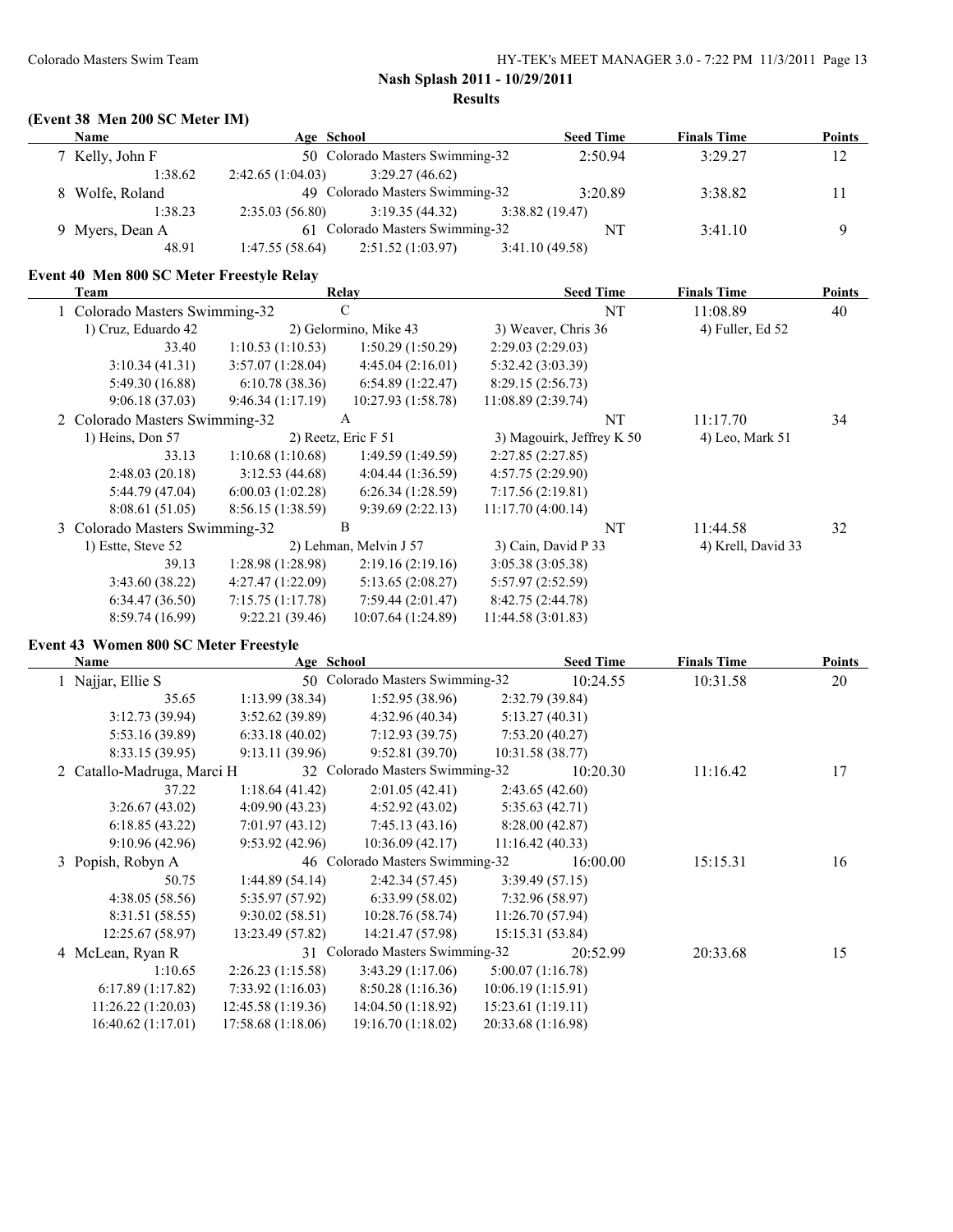## Nash Splash 2011 - 10/29/2011

### Results

### (Event 38 Men 200 SC Meter IM)

| Name | Age | School | Seed Time | Finals Time | Points |
|---|---|---|---|---|---|
| 7 Kelly, John F | 50 | Colorado Masters Swimming-32 | 2:50.94 | 3:29.27 | 12 |
| 1:38.62 | 2:42.65 (1:04.03) | 3:29.27 (46.62) | | | |
| 8 Wolfe, Roland | 49 | Colorado Masters Swimming-32 | 3:20.89 | 3:38.82 | 11 |
| 1:38.23 | 2:35.03 (56.80) | 3:19.35 (44.32) | 3:38.82 (19.47) | | |
| 9 Myers, Dean A | 61 | Colorado Masters Swimming-32 | NT | 3:41.10 | 9 |
| 48.91 | 1:47.55 (58.64) | 2:51.52 (1:03.97) | 3:41.10 (49.58) | | |

### Event 40 Men 800 SC Meter Freestyle Relay

| Team | Relay | | Seed Time | Finals Time | Points |
|---|---|---|---|---|---|
| 1 Colorado Masters Swimming-32 | C | | NT | 11:08.89 | 40 |
| 1) Cruz, Eduardo 42 | 2) Gelormino, Mike 43 | | 3) Weaver, Chris 36 | 4) Fuller, Ed 52 | |
| 33.40 | 1:10.53 (1:10.53) | 1:50.29 (1:50.29) | 2:29.03 (2:29.03) | | |
| 3:10.34 (41.31) | 3:57.07 (1:28.04) | 4:45.04 (2:16.01) | 5:32.42 (3:03.39) | | |
| 5:49.30 (16.88) | 6:10.78 (38.36) | 6:54.89 (1:22.47) | 8:29.15 (2:56.73) | | |
| 9:06.18 (37.03) | 9:46.34 (1:17.19) | 10:27.93 (1:58.78) | 11:08.89 (2:39.74) | | |
| 2 Colorado Masters Swimming-32 | A | | NT | 11:17.70 | 34 |
| 1) Heins, Don 57 | 2) Reetz, Eric F 51 | | 3) Magouirk, Jeffrey K 50 | 4) Leo, Mark 51 | |
| 33.13 | 1:10.68 (1:10.68) | 1:49.59 (1:49.59) | 2:27.85 (2:27.85) | | |
| 2:48.03 (20.18) | 3:12.53 (44.68) | 4:04.44 (1:36.59) | 4:57.75 (2:29.90) | | |
| 5:44.79 (47.04) | 6:00.03 (1:02.28) | 6:26.34 (1:28.59) | 7:17.56 (2:19.81) | | |
| 8:08.61 (51.05) | 8:56.15 (1:38.59) | 9:39.69 (2:22.13) | 11:17.70 (4:00.14) | | |
| 3 Colorado Masters Swimming-32 | B | | NT | 11:44.58 | 32 |
| 1) Estte, Steve 52 | 2) Lehman, Melvin J 57 | | 3) Cain, David P 33 | 4) Krell, David 33 | |
| 39.13 | 1:28.98 (1:28.98) | 2:19.16 (2:19.16) | 3:05.38 (3:05.38) | | |
| 3:43.60 (38.22) | 4:27.47 (1:22.09) | 5:13.65 (2:08.27) | 5:57.97 (2:52.59) | | |
| 6:34.47 (36.50) | 7:15.75 (1:17.78) | 7:59.44 (2:01.47) | 8:42.75 (2:44.78) | | |
| 8:59.74 (16.99) | 9:22.21 (39.46) | 10:07.64 (1:24.89) | 11:44.58 (3:01.83) | | |

### Event 43 Women 800 SC Meter Freestyle

| Name | Age | School | Seed Time | Finals Time | Points |
|---|---|---|---|---|---|
| 1 Najjar, Ellie S | 50 | Colorado Masters Swimming-32 | 10:24.55 | 10:31.58 | 20 |
| 35.65 | 1:13.99 (38.34) | 1:52.95 (38.96) | 2:32.79 (39.84) | | |
| 3:12.73 (39.94) | 3:52.62 (39.89) | 4:32.96 (40.34) | 5:13.27 (40.31) | | |
| 5:53.16 (39.89) | 6:33.18 (40.02) | 7:12.93 (39.75) | 7:53.20 (40.27) | | |
| 8:33.15 (39.95) | 9:13.11 (39.96) | 9:52.81 (39.70) | 10:31.58 (38.77) | | |
| 2 Catallo-Madruga, Marci H | 32 | Colorado Masters Swimming-32 | 10:20.30 | 11:16.42 | 17 |
| 37.22 | 1:18.64 (41.42) | 2:01.05 (42.41) | 2:43.65 (42.60) | | |
| 3:26.67 (43.02) | 4:09.90 (43.23) | 4:52.92 (43.02) | 5:35.63 (42.71) | | |
| 6:18.85 (43.22) | 7:01.97 (43.12) | 7:45.13 (43.16) | 8:28.00 (42.87) | | |
| 9:10.96 (42.96) | 9:53.92 (42.96) | 10:36.09 (42.17) | 11:16.42 (40.33) | | |
| 3 Popish, Robyn A | 46 | Colorado Masters Swimming-32 | 16:00.00 | 15:15.31 | 16 |
| 50.75 | 1:44.89 (54.14) | 2:42.34 (57.45) | 3:39.49 (57.15) | | |
| 4:38.05 (58.56) | 5:35.97 (57.92) | 6:33.99 (58.02) | 7:32.96 (58.97) | | |
| 8:31.51 (58.55) | 9:30.02 (58.51) | 10:28.76 (58.74) | 11:26.70 (57.94) | | |
| 12:25.67 (58.97) | 13:23.49 (57.82) | 14:21.47 (57.98) | 15:15.31 (53.84) | | |
| 4 McLean, Ryan R | 31 | Colorado Masters Swimming-32 | 20:52.99 | 20:33.68 | 15 |
| 1:10.65 | 2:26.23 (1:15.58) | 3:43.29 (1:17.06) | 5:00.07 (1:16.78) | | |
| 6:17.89 (1:17.82) | 7:33.92 (1:16.03) | 8:50.28 (1:16.36) | 10:06.19 (1:15.91) | | |
| 11:26.22 (1:20.03) | 12:45.58 (1:19.36) | 14:04.50 (1:18.92) | 15:23.61 (1:19.11) | | |
| 16:40.62 (1:17.01) | 17:58.68 (1:18.06) | 19:16.70 (1:18.02) | 20:33.68 (1:16.98) | | |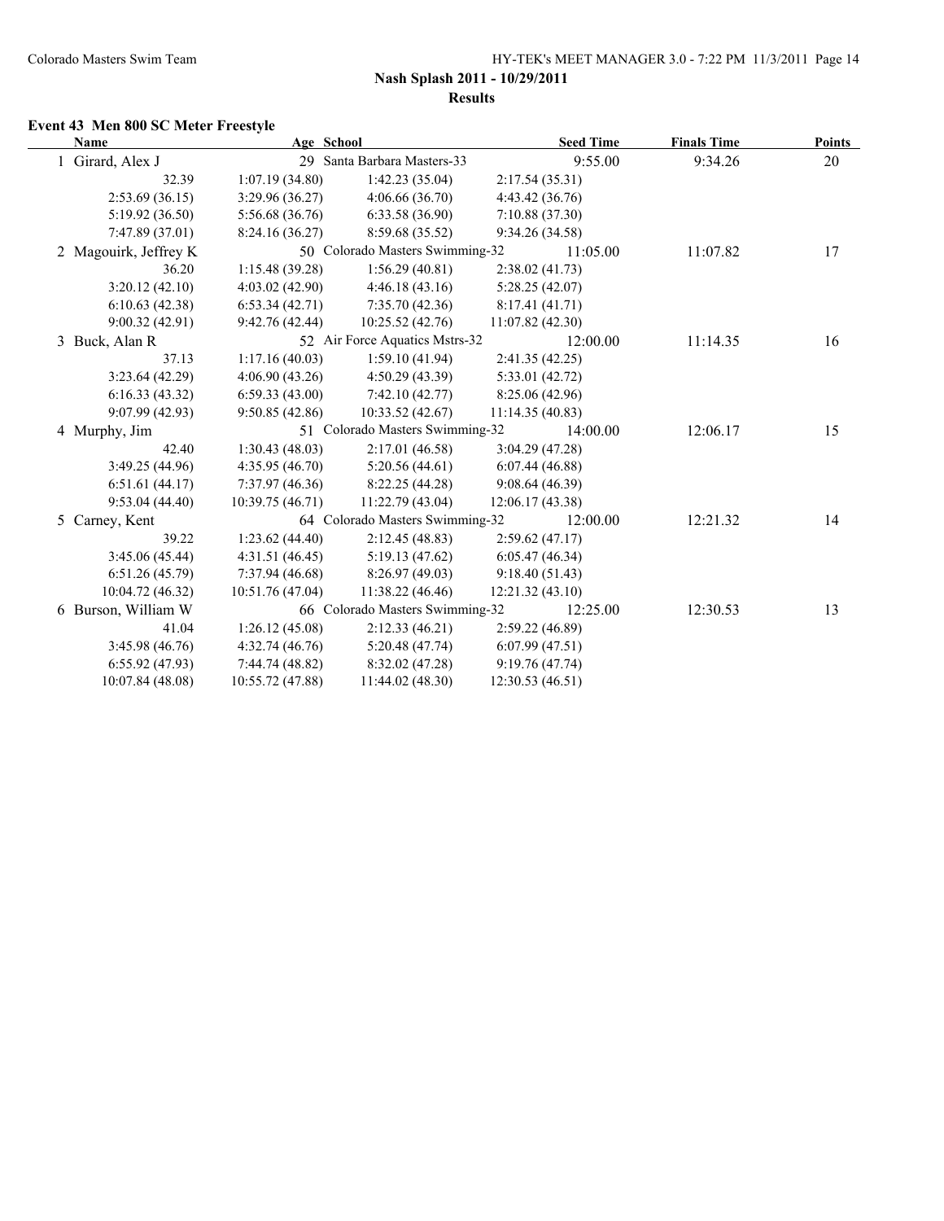Colorado Masters Swim Team

## Nash Splash 2011 - 10/29/2011

### Results

#### Event 43 Men 800 SC Meter Freestyle

| Name | Age | School | Seed Time | Finals Time | Points |
|---|---|---|---|---|---|
| 1 Girard, Alex J | 29 | Santa Barbara Masters-33 | 9:55.00 | 9:34.26 | 20 |
| 32.39 | 1:07.19 (34.80) | 1:42.23 (35.04) | 2:17.54 (35.31) | | |
| 2:53.69 (36.15) | 3:29.96 (36.27) | 4:06.66 (36.70) | 4:43.42 (36.76) | | |
| 5:19.92 (36.50) | 5:56.68 (36.76) | 6:33.58 (36.90) | 7:10.88 (37.30) | | |
| 7:47.89 (37.01) | 8:24.16 (36.27) | 8:59.68 (35.52) | 9:34.26 (34.58) | | |
| 2 Magouirk, Jeffrey K | 50 | Colorado Masters Swimming-32 | 11:05.00 | 11:07.82 | 17 |
| 36.20 | 1:15.48 (39.28) | 1:56.29 (40.81) | 2:38.02 (41.73) | | |
| 3:20.12 (42.10) | 4:03.02 (42.90) | 4:46.18 (43.16) | 5:28.25 (42.07) | | |
| 6:10.63 (42.38) | 6:53.34 (42.71) | 7:35.70 (42.36) | 8:17.41 (41.71) | | |
| 9:00.32 (42.91) | 9:42.76 (42.44) | 10:25.52 (42.76) | 11:07.82 (42.30) | | |
| 3 Buck, Alan R | 52 | Air Force Aquatics Mstrs-32 | 12:00.00 | 11:14.35 | 16 |
| 37.13 | 1:17.16 (40.03) | 1:59.10 (41.94) | 2:41.35 (42.25) | | |
| 3:23.64 (42.29) | 4:06.90 (43.26) | 4:50.29 (43.39) | 5:33.01 (42.72) | | |
| 6:16.33 (43.32) | 6:59.33 (43.00) | 7:42.10 (42.77) | 8:25.06 (42.96) | | |
| 9:07.99 (42.93) | 9:50.85 (42.86) | 10:33.52 (42.67) | 11:14.35 (40.83) | | |
| 4 Murphy, Jim | 51 | Colorado Masters Swimming-32 | 14:00.00 | 12:06.17 | 15 |
| 42.40 | 1:30.43 (48.03) | 2:17.01 (46.58) | 3:04.29 (47.28) | | |
| 3:49.25 (44.96) | 4:35.95 (46.70) | 5:20.56 (44.61) | 6:07.44 (46.88) | | |
| 6:51.61 (44.17) | 7:37.97 (46.36) | 8:22.25 (44.28) | 9:08.64 (46.39) | | |
| 9:53.04 (44.40) | 10:39.75 (46.71) | 11:22.79 (43.04) | 12:06.17 (43.38) | | |
| 5 Carney, Kent | 64 | Colorado Masters Swimming-32 | 12:00.00 | 12:21.32 | 14 |
| 39.22 | 1:23.62 (44.40) | 2:12.45 (48.83) | 2:59.62 (47.17) | | |
| 3:45.06 (45.44) | 4:31.51 (46.45) | 5:19.13 (47.62) | 6:05.47 (46.34) | | |
| 6:51.26 (45.79) | 7:37.94 (46.68) | 8:26.97 (49.03) | 9:18.40 (51.43) | | |
| 10:04.72 (46.32) | 10:51.76 (47.04) | 11:38.22 (46.46) | 12:21.32 (43.10) | | |
| 6 Burson, William W | 66 | Colorado Masters Swimming-32 | 12:25.00 | 12:30.53 | 13 |
| 41.04 | 1:26.12 (45.08) | 2:12.33 (46.21) | 2:59.22 (46.89) | | |
| 3:45.98 (46.76) | 4:32.74 (46.76) | 5:20.48 (47.74) | 6:07.99 (47.51) | | |
| 6:55.92 (47.93) | 7:44.74 (48.82) | 8:32.02 (47.28) | 9:19.76 (47.74) | | |
| 10:07.84 (48.08) | 10:55.72 (47.88) | 11:44.02 (48.30) | 12:30.53 (46.51) | | |